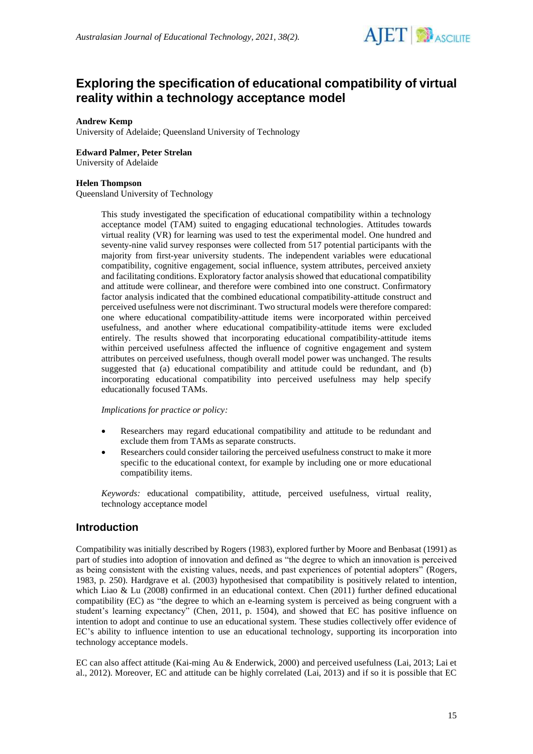# Exploring the specification of educational compatibility of virtual reality within a technology acceptance model

**Andrew Kemp**
University of Adelaide; Queensland University of Technology

**Edward Palmer, Peter Strelan**
University of Adelaide

**Helen Thompson**
Queensland University of Technology

This study investigated the specification of educational compatibility within a technology acceptance model (TAM) suited to engaging educational technologies. Attitudes towards virtual reality (VR) for learning was used to test the experimental model. One hundred and seventy-nine valid survey responses were collected from 517 potential participants with the majority from first-year university students. The independent variables were educational compatibility, cognitive engagement, social influence, system attributes, perceived anxiety and facilitating conditions. Exploratory factor analysis showed that educational compatibility and attitude were collinear, and therefore were combined into one construct. Confirmatory factor analysis indicated that the combined educational compatibility-attitude construct and perceived usefulness were not discriminant. Two structural models were therefore compared: one where educational compatibility-attitude items were incorporated within perceived usefulness, and another where educational compatibility-attitude items were excluded entirely. The results showed that incorporating educational compatibility-attitude items within perceived usefulness affected the influence of cognitive engagement and system attributes on perceived usefulness, though overall model power was unchanged. The results suggested that (a) educational compatibility and attitude could be redundant, and (b) incorporating educational compatibility into perceived usefulness may help specify educationally focused TAMs.

*Implications for practice or policy:*

- Researchers may regard educational compatibility and attitude to be redundant and exclude them from TAMs as separate constructs.
- Researchers could consider tailoring the perceived usefulness construct to make it more specific to the educational context, for example by including one or more educational compatibility items.

*Keywords:* educational compatibility, attitude, perceived usefulness, virtual reality, technology acceptance model

## Introduction

Compatibility was initially described by Rogers (1983), explored further by Moore and Benbasat (1991) as part of studies into adoption of innovation and defined as "the degree to which an innovation is perceived as being consistent with the existing values, needs, and past experiences of potential adopters" (Rogers, 1983, p. 250). Hardgrave et al. (2003) hypothesised that compatibility is positively related to intention, which Liao & Lu (2008) confirmed in an educational context. Chen (2011) further defined educational compatibility (EC) as "the degree to which an e-learning system is perceived as being congruent with a student's learning expectancy" (Chen, 2011, p. 1504), and showed that EC has positive influence on intention to adopt and continue to use an educational system. These studies collectively offer evidence of EC's ability to influence intention to use an educational technology, supporting its incorporation into technology acceptance models.

EC can also affect attitude (Kai-ming Au & Enderwick, 2000) and perceived usefulness (Lai, 2013; Lai et al., 2012). Moreover, EC and attitude can be highly correlated (Lai, 2013) and if so it is possible that EC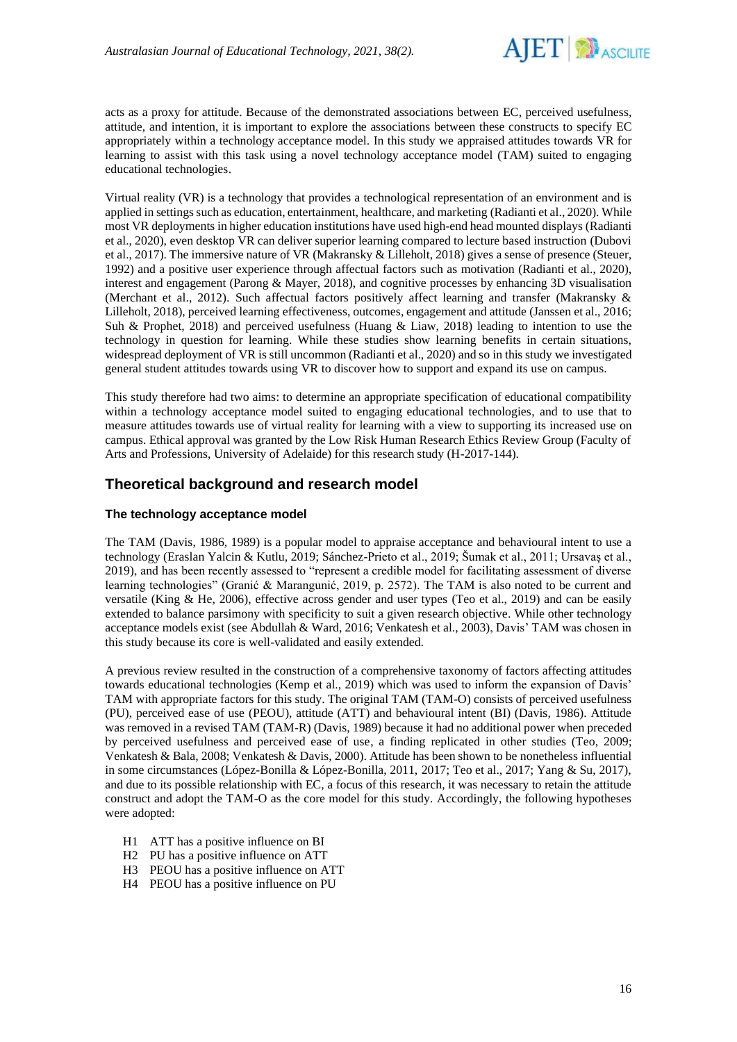acts as a proxy for attitude. Because of the demonstrated associations between EC, perceived usefulness, attitude, and intention, it is important to explore the associations between these constructs to specify EC appropriately within a technology acceptance model. In this study we appraised attitudes towards VR for learning to assist with this task using a novel technology acceptance model (TAM) suited to engaging educational technologies.

Virtual reality (VR) is a technology that provides a technological representation of an environment and is applied in settings such as education, entertainment, healthcare, and marketing (Radianti et al., 2020). While most VR deployments in higher education institutions have used high-end head mounted displays (Radianti et al., 2020), even desktop VR can deliver superior learning compared to lecture based instruction (Dubovi et al., 2017). The immersive nature of VR (Makransky & Lilleholt, 2018) gives a sense of presence (Steuer, 1992) and a positive user experience through affectual factors such as motivation (Radianti et al., 2020), interest and engagement (Parong & Mayer, 2018), and cognitive processes by enhancing 3D visualisation (Merchant et al., 2012). Such affectual factors positively affect learning and transfer (Makransky & Lilleholt, 2018), perceived learning effectiveness, outcomes, engagement and attitude (Janssen et al., 2016; Suh & Prophet, 2018) and perceived usefulness (Huang & Liaw, 2018) leading to intention to use the technology in question for learning. While these studies show learning benefits in certain situations, widespread deployment of VR is still uncommon (Radianti et al., 2020) and so in this study we investigated general student attitudes towards using VR to discover how to support and expand its use on campus.

This study therefore had two aims: to determine an appropriate specification of educational compatibility within a technology acceptance model suited to engaging educational technologies, and to use that to measure attitudes towards use of virtual reality for learning with a view to supporting its increased use on campus. Ethical approval was granted by the Low Risk Human Research Ethics Review Group (Faculty of Arts and Professions, University of Adelaide) for this research study (H-2017-144).

## Theoretical background and research model

### The technology acceptance model

The TAM (Davis, 1986, 1989) is a popular model to appraise acceptance and behavioural intent to use a technology (Eraslan Yalcin & Kutlu, 2019; Sánchez-Prieto et al., 2019; Šumak et al., 2011; Ursavaş et al., 2019), and has been recently assessed to "represent a credible model for facilitating assessment of diverse learning technologies" (Granić & Marangunić, 2019, p. 2572). The TAM is also noted to be current and versatile (King & He, 2006), effective across gender and user types (Teo et al., 2019) and can be easily extended to balance parsimony with specificity to suit a given research objective. While other technology acceptance models exist (see Abdullah & Ward, 2016; Venkatesh et al., 2003), Davis' TAM was chosen in this study because its core is well-validated and easily extended.

A previous review resulted in the construction of a comprehensive taxonomy of factors affecting attitudes towards educational technologies (Kemp et al., 2019) which was used to inform the expansion of Davis' TAM with appropriate factors for this study. The original TAM (TAM-O) consists of perceived usefulness (PU), perceived ease of use (PEOU), attitude (ATT) and behavioural intent (BI) (Davis, 1986). Attitude was removed in a revised TAM (TAM-R) (Davis, 1989) because it had no additional power when preceded by perceived usefulness and perceived ease of use, a finding replicated in other studies (Teo, 2009; Venkatesh & Bala, 2008; Venkatesh & Davis, 2000). Attitude has been shown to be nonetheless influential in some circumstances (López-Bonilla & López-Bonilla, 2011, 2017; Teo et al., 2017; Yang & Su, 2017), and due to its possible relationship with EC, a focus of this research, it was necessary to retain the attitude construct and adopt the TAM-O as the core model for this study. Accordingly, the following hypotheses were adopted:

- H1 ATT has a positive influence on BI
- H2 PU has a positive influence on ATT
- H3 PEOU has a positive influence on ATT
- H4 PEOU has a positive influence on PU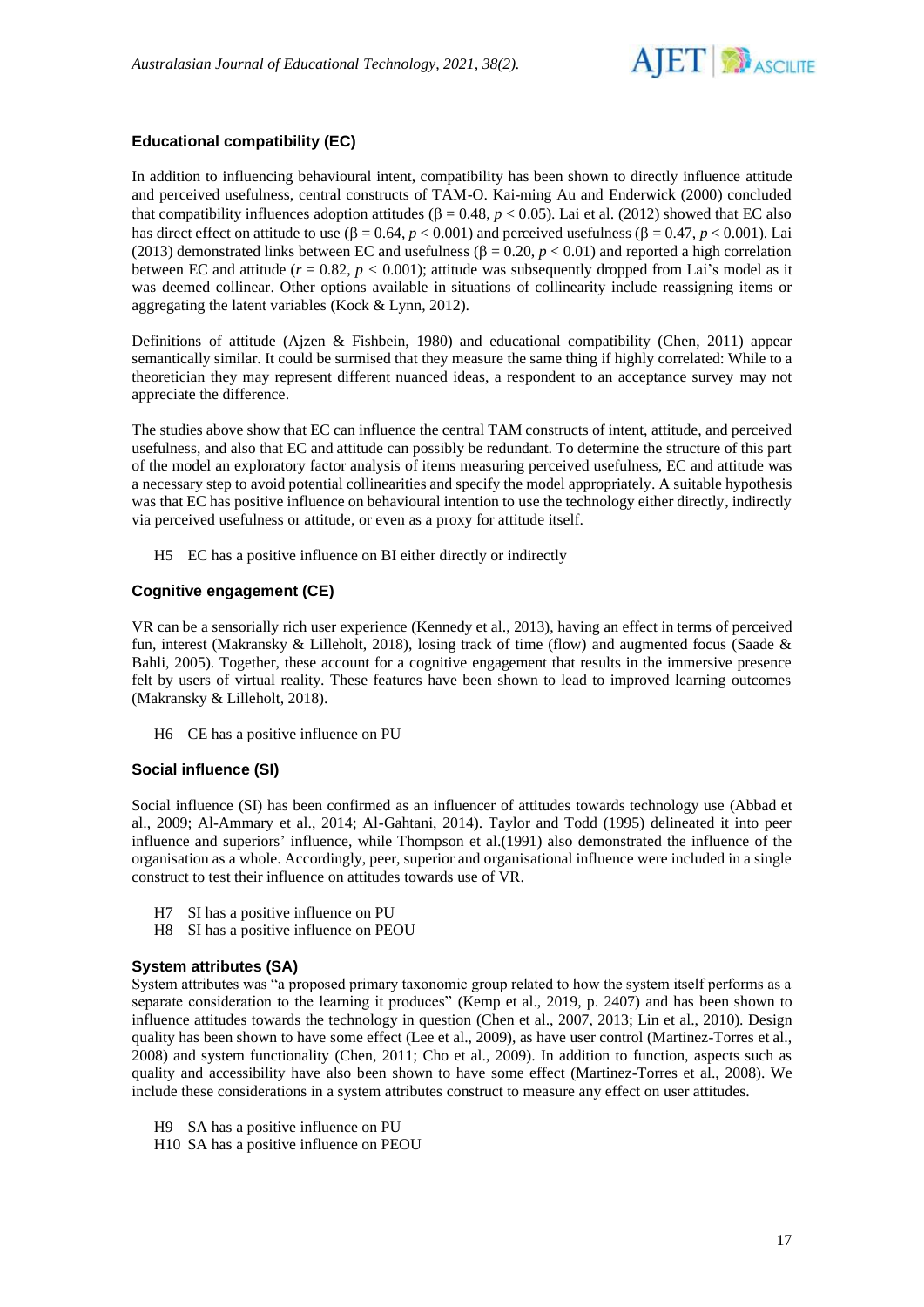### Educational compatibility (EC)

In addition to influencing behavioural intent, compatibility has been shown to directly influence attitude and perceived usefulness, central constructs of TAM-O. Kai-ming Au and Enderwick (2000) concluded that compatibility influences adoption attitudes ($\beta = 0.48$, $p < 0.05$). Lai et al. (2012) showed that EC also has direct effect on attitude to use ($\beta = 0.64$, $p < 0.001$) and perceived usefulness ($\beta = 0.47$, $p < 0.001$). Lai (2013) demonstrated links between EC and usefulness ($\beta = 0.20$, $p < 0.01$) and reported a high correlation between EC and attitude ($r = 0.82$, $p < 0.001$); attitude was subsequently dropped from Lai's model as it was deemed collinear. Other options available in situations of collinearity include reassigning items or aggregating the latent variables (Kock & Lynn, 2012).

Definitions of attitude (Ajzen & Fishbein, 1980) and educational compatibility (Chen, 2011) appear semantically similar. It could be surmised that they measure the same thing if highly correlated: While to a theoretician they may represent different nuanced ideas, a respondent to an acceptance survey may not appreciate the difference.

The studies above show that EC can influence the central TAM constructs of intent, attitude, and perceived usefulness, and also that EC and attitude can possibly be redundant. To determine the structure of this part of the model an exploratory factor analysis of items measuring perceived usefulness, EC and attitude was a necessary step to avoid potential collinearities and specify the model appropriately. A suitable hypothesis was that EC has positive influence on behavioural intention to use the technology either directly, indirectly via perceived usefulness or attitude, or even as a proxy for attitude itself.

H5 EC has a positive influence on BI either directly or indirectly

### Cognitive engagement (CE)

VR can be a sensorily rich user experience (Kennedy et al., 2013), having an effect in terms of perceived fun, interest (Makransky & Lilleholt, 2018), losing track of time (flow) and augmented focus (Saade & Bahli, 2005). Together, these account for a cognitive engagement that results in the immersive presence felt by users of virtual reality. These features have been shown to lead to improved learning outcomes (Makransky & Lilleholt, 2018).

H6 CE has a positive influence on PU

### Social influence (SI)

Social influence (SI) has been confirmed as an influencer of attitudes towards technology use (Abbad et al., 2009; Al-Ammary et al., 2014; Al-Gahtani, 2014). Taylor and Todd (1995) delineated it into peer influence and superiors' influence, while Thompson et al.(1991) also demonstrated the influence of the organisation as a whole. Accordingly, peer, superior and organisational influence were included in a single construct to test their influence on attitudes towards use of VR.

H7 SI has a positive influence on PU
H8 SI has a positive influence on PEOU

### System attributes (SA)

System attributes was "a proposed primary taxonomic group related to how the system itself performs as a separate consideration to the learning it produces" (Kemp et al., 2019, p. 2407) and has been shown to influence attitudes towards the technology in question (Chen et al., 2007, 2013; Lin et al., 2010). Design quality has been shown to have some effect (Lee et al., 2009), as have user control (Martinez-Torres et al., 2008) and system functionality (Chen, 2011; Cho et al., 2009). In addition to function, aspects such as quality and accessibility have also been shown to have some effect (Martinez-Torres et al., 2008). We include these considerations in a system attributes construct to measure any effect on user attitudes.

H9 SA has a positive influence on PU
H10 SA has a positive influence on PEOU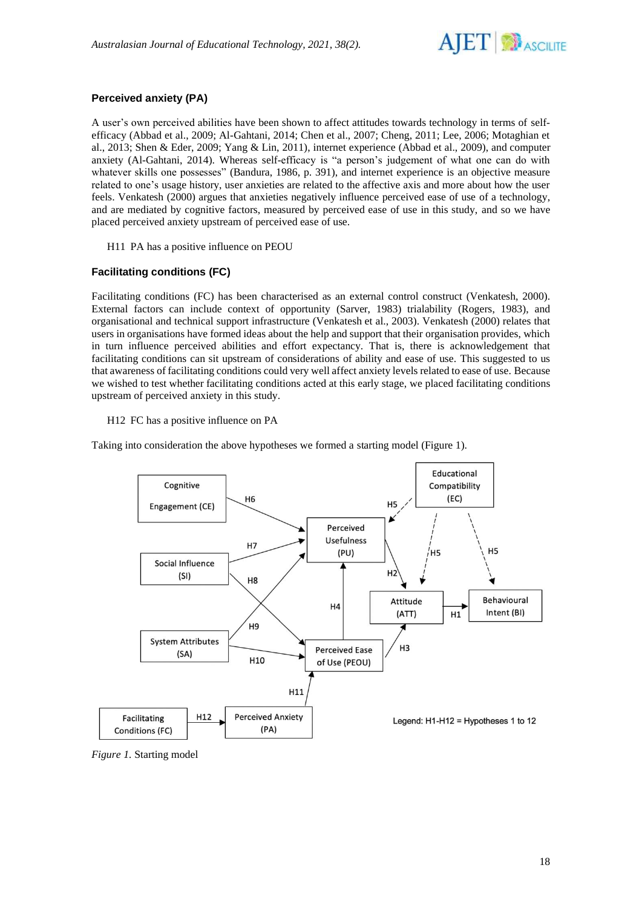### Perceived anxiety (PA)

A user's own perceived abilities have been shown to affect attitudes towards technology in terms of self-efficacy (Abbad et al., 2009; Al-Gahtani, 2014; Chen et al., 2007; Cheng, 2011; Lee, 2006; Motaghian et al., 2013; Shen & Eder, 2009; Yang & Lin, 2011), internet experience (Abbad et al., 2009), and computer anxiety (Al-Gahtani, 2014). Whereas self-efficacy is "a person's judgement of what one can do with whatever skills one possesses" (Bandura, 1986, p. 391), and internet experience is an objective measure related to one's usage history, user anxieties are related to the affective axis and more about how the user feels. Venkatesh (2000) argues that anxieties negatively influence perceived ease of use of a technology, and are mediated by cognitive factors, measured by perceived ease of use in this study, and so we have placed perceived anxiety upstream of perceived ease of use.

H11 PA has a positive influence on PEOU

### Facilitating conditions (FC)

Facilitating conditions (FC) has been characterised as an external control construct (Venkatesh, 2000). External factors can include context of opportunity (Sarver, 1983) trialability (Rogers, 1983), and organisational and technical support infrastructure (Venkatesh et al., 2003). Venkatesh (2000) relates that users in organisations have formed ideas about the help and support that their organisation provides, which in turn influence perceived abilities and effort expectancy. That is, there is acknowledgement that facilitating conditions can sit upstream of considerations of ability and ease of use. This suggested to us that awareness of facilitating conditions could very well affect anxiety levels related to ease of use. Because we wished to test whether facilitating conditions acted at this early stage, we placed facilitating conditions upstream of perceived anxiety in this study.

H12 FC has a positive influence on PA

Taking into consideration the above hypotheses we formed a starting model (Figure 1).

*Figure 1.* Starting model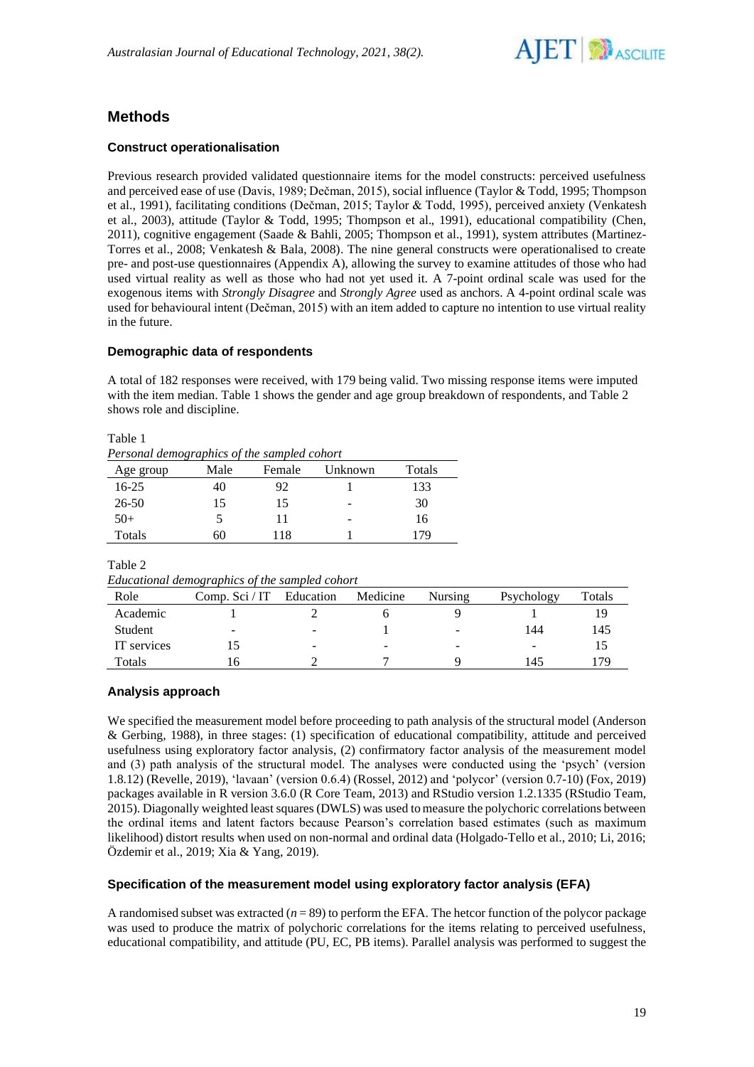## Methods

### Construct operationalisation

Previous research provided validated questionnaire items for the model constructs: perceived usefulness and perceived ease of use (Davis, 1989; Dečman, 2015), social influence (Taylor & Todd, 1995; Thompson et al., 1991), facilitating conditions (Dečman, 2015; Taylor & Todd, 1995), perceived anxiety (Venkatesh et al., 2003), attitude (Taylor & Todd, 1995; Thompson et al., 1991), educational compatibility (Chen, 2011), cognitive engagement (Saade & Bahli, 2005; Thompson et al., 1991), system attributes (Martinez-Torres et al., 2008; Venkatesh & Bala, 2008). The nine general constructs were operationalised to create pre- and post-use questionnaires (Appendix A), allowing the survey to examine attitudes of those who had used virtual reality as well as those who had not yet used it. A 7-point ordinal scale was used for the exogenous items with *Strongly Disagree* and *Strongly Agree* used as anchors. A 4-point ordinal scale was used for behavioural intent (Dečman, 2015) with an item added to capture no intention to use virtual reality in the future.

### Demographic data of respondents

A total of 182 responses were received, with 179 being valid. Two missing response items were imputed with the item median. Table 1 shows the gender and age group breakdown of respondents, and Table 2 shows role and discipline.

Table 1
*Personal demographics of the sampled cohort*

| Age group | Male | Female | Unknown | Totals |
|---|---|---|---|---|
| 16-25 | 40 | 92 | 1 | 133 |
| 26-50 | 15 | 15 | - | 30 |
| 50+ | 5 | 11 | - | 16 |
| Totals | 60 | 118 | 1 | 179 |

Table 2
*Educational demographics of the sampled cohort*

| Role | Comp. Sci / IT | Education | Medicine | Nursing | Psychology | Totals |
|---|---|---|---|---|---|---|
| Academic | 1 | 2 | 6 | 9 | 1 | 19 |
| Student | - | - | 1 | - | 144 | 145 |
| IT services | 15 | - | - | - | - | 15 |
| Totals | 16 | 2 | 7 | 9 | 145 | 179 |

### Analysis approach

We specified the measurement model before proceeding to path analysis of the structural model (Anderson & Gerbing, 1988), in three stages: (1) specification of educational compatibility, attitude and perceived usefulness using exploratory factor analysis, (2) confirmatory factor analysis of the measurement model and (3) path analysis of the structural model. The analyses were conducted using the 'psych' (version 1.8.12) (Revelle, 2019), 'lavaan' (version 0.6.4) (Rossel, 2012) and 'polycor' (version 0.7-10) (Fox, 2019) packages available in R version 3.6.0 (R Core Team, 2013) and RStudio version 1.2.1335 (RStudio Team, 2015). Diagonally weighted least squares (DWLS) was used to measure the polychoric correlations between the ordinal items and latent factors because Pearson's correlation based estimates (such as maximum likelihood) distort results when used on non-normal and ordinal data (Holgado-Tello et al., 2010; Li, 2016; Özdemir et al., 2019; Xia & Yang, 2019).

### Specification of the measurement model using exploratory factor analysis (EFA)

A randomised subset was extracted ($n = 89$) to perform the EFA. The hetcor function of the polycor package was used to produce the matrix of polychoric correlations for the items relating to perceived usefulness, educational compatibility, and attitude (PU, EC, PB items). Parallel analysis was performed to suggest the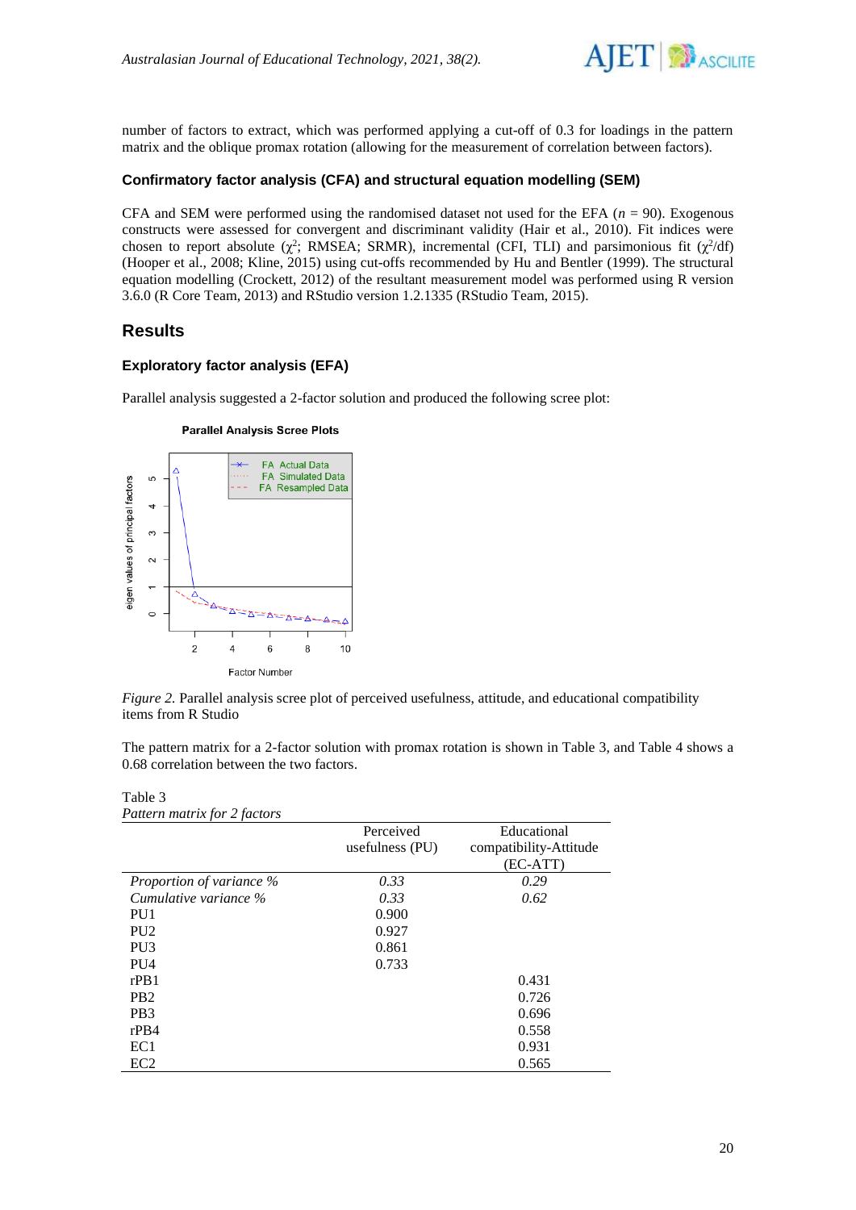number of factors to extract, which was performed applying a cut-off of 0.3 for loadings in the pattern matrix and the oblique promax rotation (allowing for the measurement of correlation between factors).

### Confirmatory factor analysis (CFA) and structural equation modelling (SEM)

CFA and SEM were performed using the randomised dataset not used for the EFA ($n$ = 90). Exogenous constructs were assessed for convergent and discriminant validity (Hair et al., 2010). Fit indices were chosen to report absolute ($\chi^2$; RMSEA; SRMR), incremental (CFI, TLI) and parsimonious fit ($\chi^2$/df) (Hooper et al., 2008; Kline, 2015) using cut-offs recommended by Hu and Bentler (1999). The structural equation modelling (Crockett, 2012) of the resultant measurement model was performed using R version 3.6.0 (R Core Team, 2013) and RStudio version 1.2.1335 (RStudio Team, 2015).

## Results

### Exploratory factor analysis (EFA)

Parallel analysis suggested a 2-factor solution and produced the following scree plot:

*Figure 2.* Parallel analysis scree plot of perceived usefulness, attitude, and educational compatibility items from R Studio

The pattern matrix for a 2-factor solution with promax rotation is shown in Table 3, and Table 4 shows a 0.68 correlation between the two factors.

Table 3
*Pattern matrix for 2 factors*

| | Perceived usefulness (PU) | Educational compatibility-Attitude (EC-ATT) |
|---|---|---|
| *Proportion of variance %* | *0.33* | *0.29* |
| *Cumulative variance %* | *0.33* | *0.62* |
| PU1 | 0.900 | |
| PU2 | 0.927 | |
| PU3 | 0.861 | |
| PU4 | 0.733 | |
| rPB1 | | 0.431 |
| PB2 | | 0.726 |
| PB3 | | 0.696 |
| rPB4 | | 0.558 |
| EC1 | | 0.931 |
| EC2 | | 0.565 |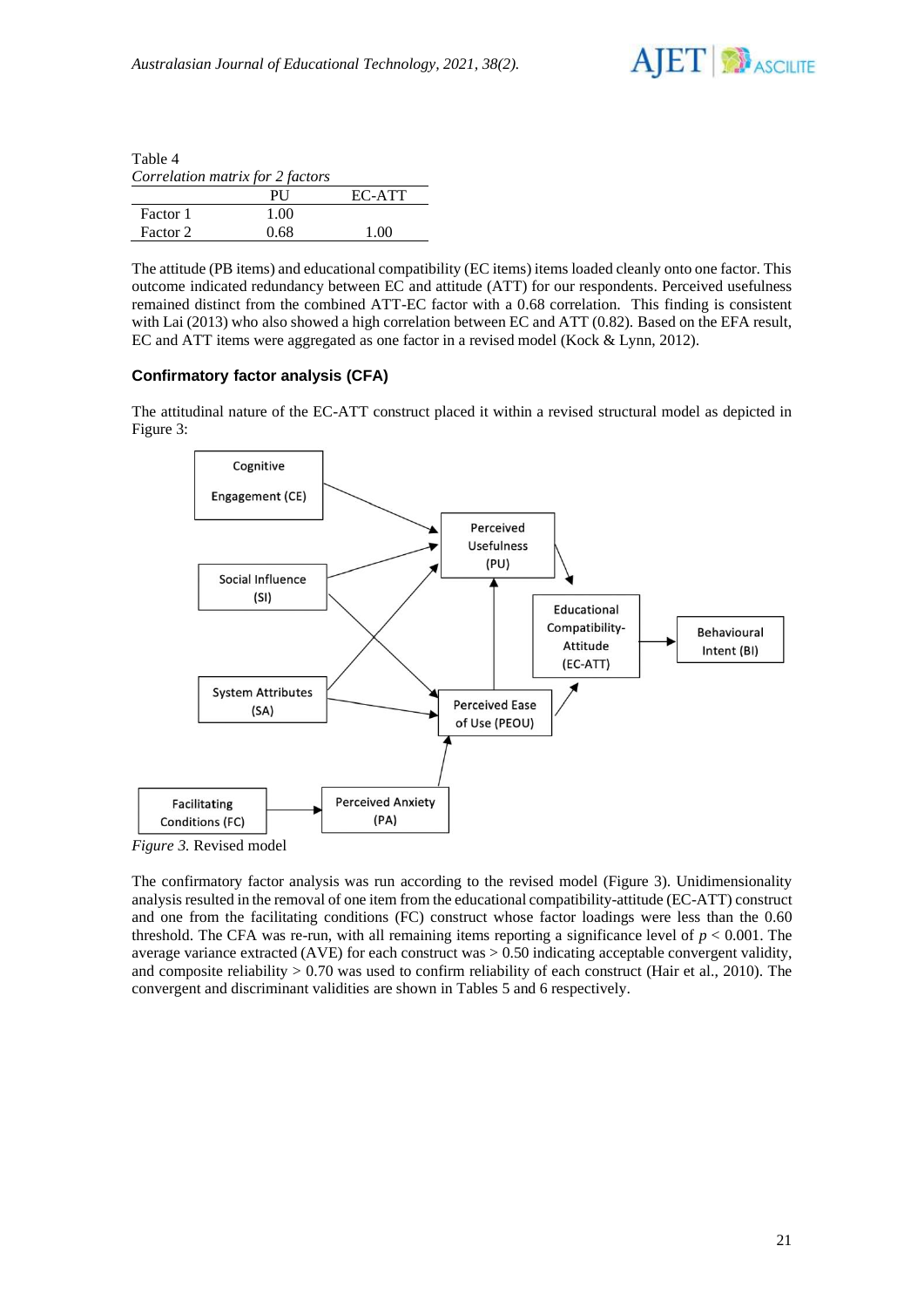Table 4
*Correlation matrix for 2 factors*

| | PU | EC-ATT |
|---|---|---|
| Factor 1 | 1.00 | |
| Factor 2 | 0.68 | 1.00 |

The attitude (PB items) and educational compatibility (EC items) items loaded cleanly onto one factor. This outcome indicated redundancy between EC and attitude (ATT) for our respondents. Perceived usefulness remained distinct from the combined ATT-EC factor with a 0.68 correlation. This finding is consistent with Lai (2013) who also showed a high correlation between EC and ATT (0.82). Based on the EFA result, EC and ATT items were aggregated as one factor in a revised model (Kock & Lynn, 2012).

### Confirmatory factor analysis (CFA)

The attitudinal nature of the EC-ATT construct placed it within a revised structural model as depicted in Figure 3:

*Figure 3.* Revised model

The confirmatory factor analysis was run according to the revised model (Figure 3). Unidimensionality analysis resulted in the removal of one item from the educational compatibility-attitude (EC-ATT) construct and one from the facilitating conditions (FC) construct whose factor loadings were less than the 0.60 threshold. The CFA was re-run, with all remaining items reporting a significance level of $p < 0.001$. The average variance extracted (AVE) for each construct was > 0.50 indicating acceptable convergent validity, and composite reliability > 0.70 was used to confirm reliability of each construct (Hair et al., 2010). The convergent and discriminant validities are shown in Tables 5 and 6 respectively.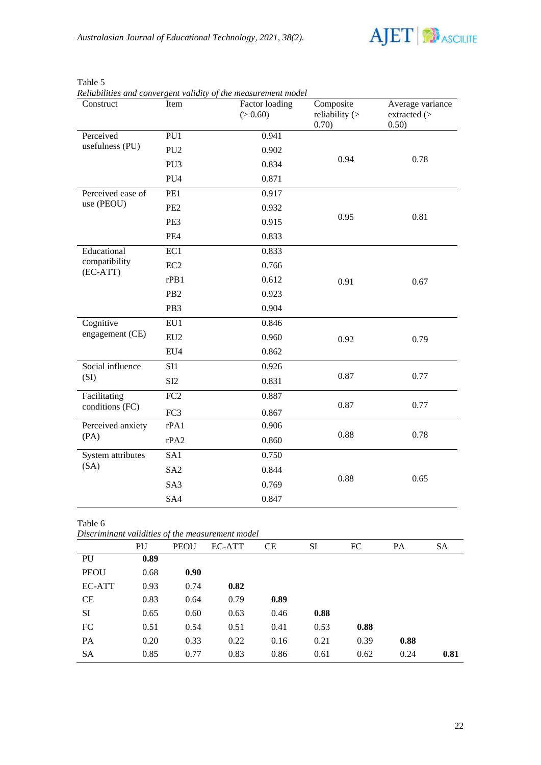Table 5

*Reliabilities and convergent validity of the measurement model*

| Construct | Item | Factor loading (> 0.60) | Composite reliability (> 0.70) | Average variance extracted (> 0.50) |
|---|---|---|---|---|
| Perceived usefulness (PU) | PU1 | 0.941 | 0.94 | 0.78 |
| | PU2 | 0.902 | | |
| | PU3 | 0.834 | | |
| | PU4 | 0.871 | | |
| Perceived ease of use (PEOU) | PE1 | 0.917 | 0.95 | 0.81 |
| | PE2 | 0.932 | | |
| | PE3 | 0.915 | | |
| | PE4 | 0.833 | | |
| Educational compatibility (EC-ATT) | EC1 | 0.833 | 0.91 | 0.67 |
| | EC2 | 0.766 | | |
| | rPB1 | 0.612 | | |
| | PB2 | 0.923 | | |
| | PB3 | 0.904 | | |
| Cognitive engagement (CE) | EU1 | 0.846 | 0.92 | 0.79 |
| | EU2 | 0.960 | | |
| | EU4 | 0.862 | | |
| Social influence (SI) | SI1 | 0.926 | 0.87 | 0.77 |
| | SI2 | 0.831 | | |
| Facilitating conditions (FC) | FC2 | 0.887 | 0.87 | 0.77 |
| | FC3 | 0.867 | | |
| Perceived anxiety (PA) | rPA1 | 0.906 | 0.88 | 0.78 |
| | rPA2 | 0.860 | | |
| System attributes (SA) | SA1 | 0.750 | 0.88 | 0.65 |
| | SA2 | 0.844 | | |
| | SA3 | 0.769 | | |
| | SA4 | 0.847 | | |

Table 6

*Discriminant validities of the measurement model*

| | PU | PEOU | EC-ATT | CE | SI | FC | PA | SA |
|---|---|---|---|---|---|---|---|---|
| PU | **0.89** | | | | | | | |
| PEOU | 0.68 | **0.90** | | | | | | |
| EC-ATT | 0.93 | 0.74 | **0.82** | | | | | |
| CE | 0.83 | 0.64 | 0.79 | **0.89** | | | | |
| SI | 0.65 | 0.60 | 0.63 | 0.46 | **0.88** | | | |
| FC | 0.51 | 0.54 | 0.51 | 0.41 | 0.53 | **0.88** | | |
| PA | 0.20 | 0.33 | 0.22 | 0.16 | 0.21 | 0.39 | **0.88** | |
| SA | 0.85 | 0.77 | 0.83 | 0.86 | 0.61 | 0.62 | 0.24 | **0.81** |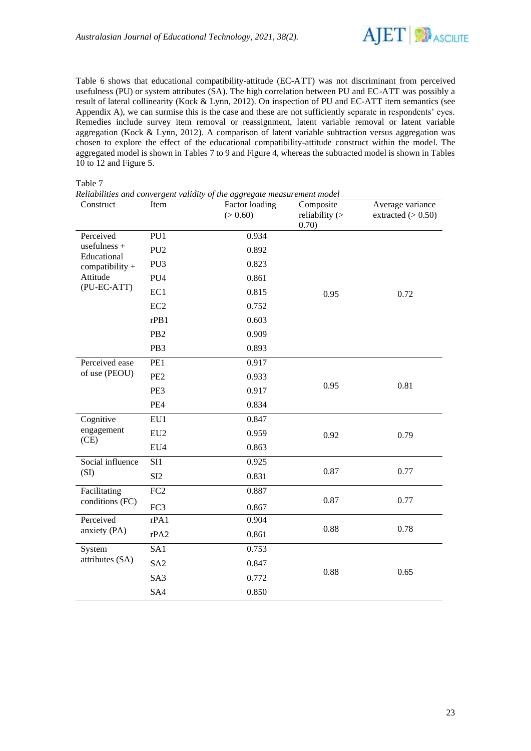Table 6 shows that educational compatibility-attitude (EC-ATT) was not discriminant from perceived usefulness (PU) or system attributes (SA). The high correlation between PU and EC-ATT was possibly a result of lateral collinearity (Kock & Lynn, 2012). On inspection of PU and EC-ATT item semantics (see Appendix A), we can surmise this is the case and these are not sufficiently separate in respondents' eyes. Remedies include survey item removal or reassignment, latent variable removal or latent variable aggregation (Kock & Lynn, 2012). A comparison of latent variable subtraction versus aggregation was chosen to explore the effect of the educational compatibility-attitude construct within the model. The aggregated model is shown in Tables 7 to 9 and Figure 4, whereas the subtracted model is shown in Tables 10 to 12 and Figure 5.

Table 7

*Reliabilities and convergent validity of the aggregate measurement model*

| Construct | Item | Factor loading (> 0.60) | Composite reliability (> 0.70) | Average variance extracted (> 0.50) |
|---|---|---|---|---|
| Perceived usefulness + Educational compatibility + Attitude (PU-EC-ATT) | PU1 | 0.934 | 0.95 | 0.72 |
| | PU2 | 0.892 | | |
| | PU3 | 0.823 | | |
| | PU4 | 0.861 | | |
| | EC1 | 0.815 | | |
| | EC2 | 0.752 | | |
| | rPB1 | 0.603 | | |
| | PB2 | 0.909 | | |
| | PB3 | 0.893 | | |
| Perceived ease of use (PEOU) | PE1 | 0.917 | 0.95 | 0.81 |
| | PE2 | 0.933 | | |
| | PE3 | 0.917 | | |
| | PE4 | 0.834 | | |
| Cognitive engagement (CE) | EU1 | 0.847 | 0.92 | 0.79 |
| | EU2 | 0.959 | | |
| | EU4 | 0.863 | | |
| Social influence (SI) | SI1 | 0.925 | 0.87 | 0.77 |
| | SI2 | 0.831 | | |
| Facilitating conditions (FC) | FC2 | 0.887 | 0.87 | 0.77 |
| | FC3 | 0.867 | | |
| Perceived anxiety (PA) | rPA1 | 0.904 | 0.88 | 0.78 |
| | rPA2 | 0.861 | | |
| System attributes (SA) | SA1 | 0.753 | 0.88 | 0.65 |
| | SA2 | 0.847 | | |
| | SA3 | 0.772 | | |
| | SA4 | 0.850 | | |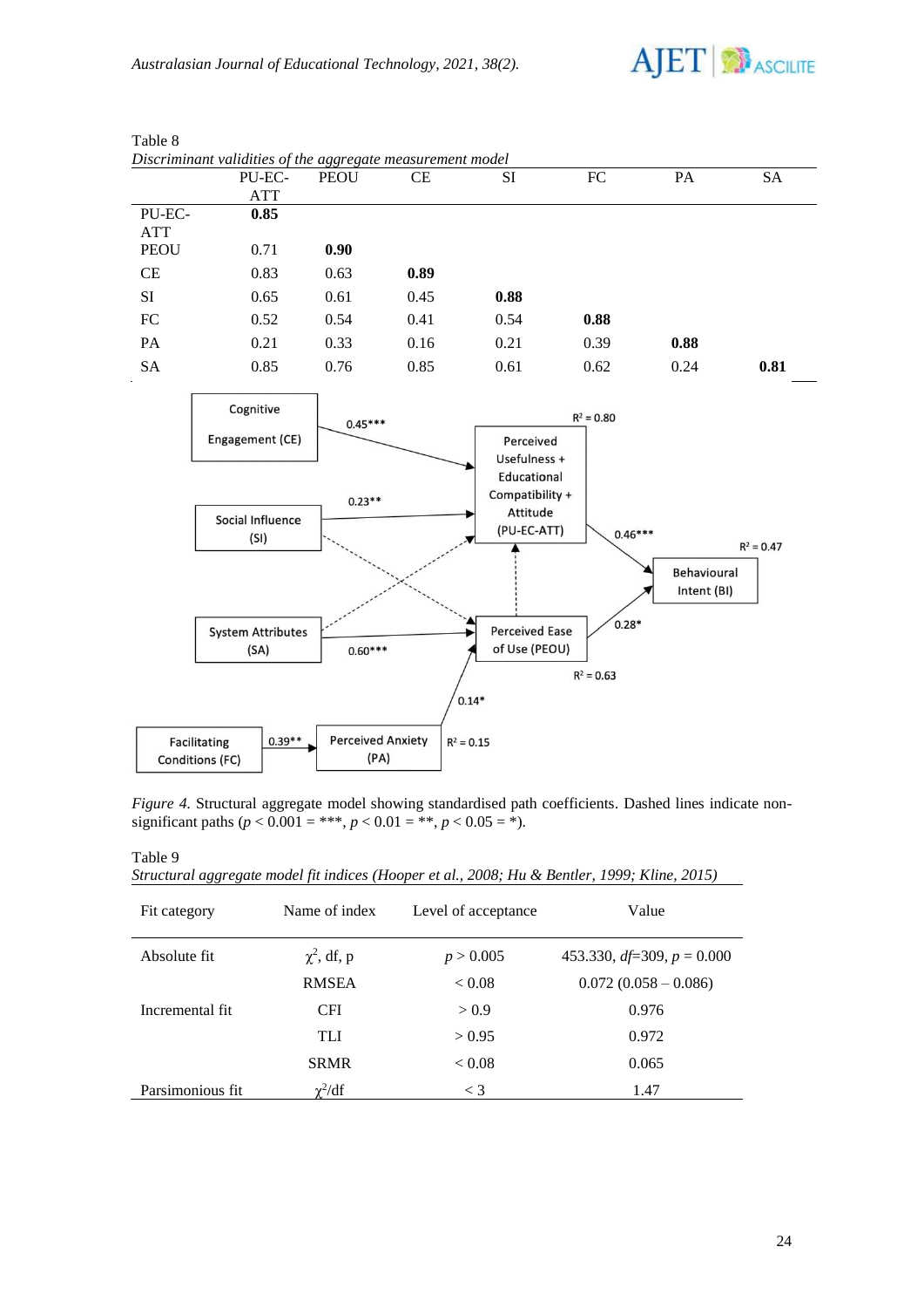Table 8
*Discriminant validities of the aggregate measurement model*

| | PU-EC-ATT | PEOU | CE | SI | FC | PA | SA |
|---|---|---|---|---|---|---|---|
| PU-EC-ATT | **0.85** | | | | | | |
| PEOU | 0.71 | **0.90** | | | | | |
| CE | 0.83 | 0.63 | **0.89** | | | | |
| SI | 0.65 | 0.61 | 0.45 | **0.88** | | | |
| FC | 0.52 | 0.54 | 0.41 | 0.54 | **0.88** | | |
| PA | 0.21 | 0.33 | 0.16 | 0.21 | 0.39 | **0.88** | |
| SA | 0.85 | 0.76 | 0.85 | 0.61 | 0.62 | 0.24 | **0.81** |

*Figure 4.* Structural aggregate model showing standardised path coefficients. Dashed lines indicate non-significant paths ($p < 0.001$ = \*\*\*, $p < 0.01$ = \*\*, $p < 0.05$ = \*).

Table 9
*Structural aggregate model fit indices (Hooper et al., 2008; Hu & Bentler, 1999; Kline, 2015)*

| Fit category | Name of index | Level of acceptance | Value |
|---|---|---|---|
| Absolute fit | $\chi^2$, df, p | $p > 0.005$ | 453.330, *df*=309, $p = 0.000$ |
| | RMSEA | < 0.08 | 0.072 (0.058 – 0.086) |
| Incremental fit | CFI | > 0.9 | 0.976 |
| | TLI | > 0.95 | 0.972 |
| | SRMR | < 0.08 | 0.065 |
| Parsimonious fit | $\chi^2$/df | < 3 | 1.47 |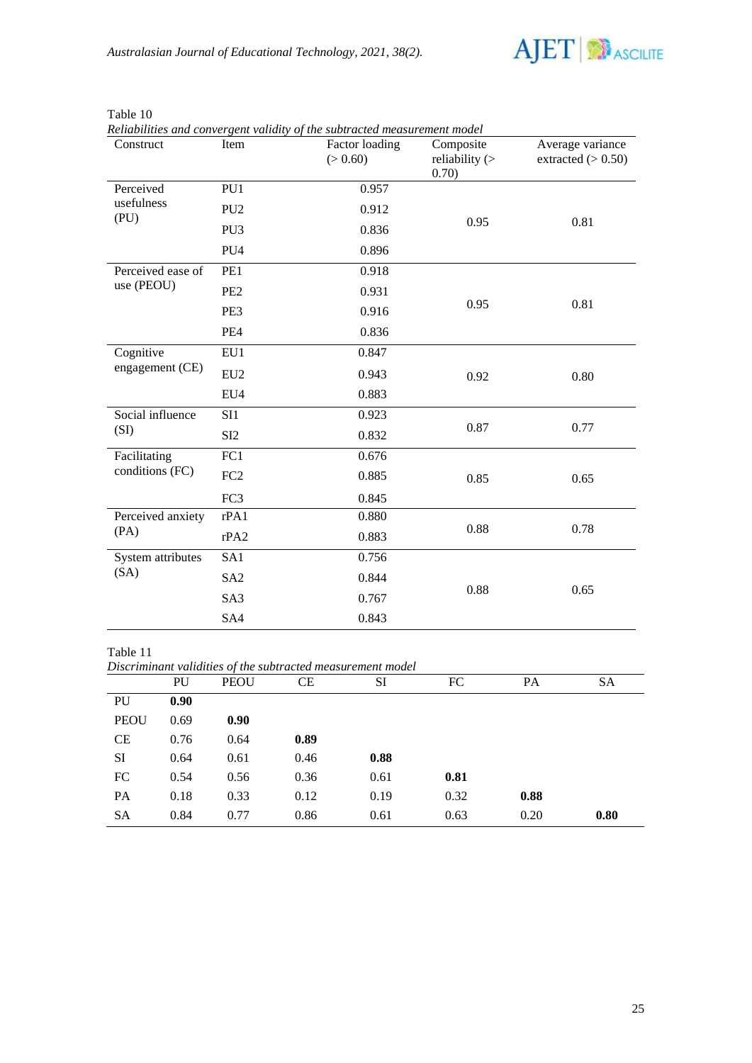Table 10

*Reliabilities and convergent validity of the subtracted measurement model*

| Construct | Item | Factor loading (> 0.60) | Composite reliability (> 0.70) | Average variance extracted (> 0.50) |
|---|---|---|---|---|
| Perceived usefulness (PU) | PU1 | 0.957 | 0.95 | 0.81 |
| | PU2 | 0.912 | | |
| | PU3 | 0.836 | | |
| | PU4 | 0.896 | | |
| Perceived ease of use (PEOU) | PE1 | 0.918 | 0.95 | 0.81 |
| | PE2 | 0.931 | | |
| | PE3 | 0.916 | | |
| | PE4 | 0.836 | | |
| Cognitive engagement (CE) | EU1 | 0.847 | 0.92 | 0.80 |
| | EU2 | 0.943 | | |
| | EU4 | 0.883 | | |
| Social influence (SI) | SI1 | 0.923 | 0.87 | 0.77 |
| | SI2 | 0.832 | | |
| Facilitating conditions (FC) | FC1 | 0.676 | 0.85 | 0.65 |
| | FC2 | 0.885 | | |
| | FC3 | 0.845 | | |
| Perceived anxiety (PA) | rPA1 | 0.880 | 0.88 | 0.78 |
| | rPA2 | 0.883 | | |
| System attributes (SA) | SA1 | 0.756 | 0.88 | 0.65 |
| | SA2 | 0.844 | | |
| | SA3 | 0.767 | | |
| | SA4 | 0.843 | | |

Table 11

*Discriminant validities of the subtracted measurement model*

| | PU | PEOU | CE | SI | FC | PA | SA |
|---|---|---|---|---|---|---|---|
| PU | **0.90** | | | | | | |
| PEOU | 0.69 | **0.90** | | | | | |
| CE | 0.76 | 0.64 | **0.89** | | | | |
| SI | 0.64 | 0.61 | 0.46 | **0.88** | | | |
| FC | 0.54 | 0.56 | 0.36 | 0.61 | **0.81** | | |
| PA | 0.18 | 0.33 | 0.12 | 0.19 | 0.32 | **0.88** | |
| SA | 0.84 | 0.77 | 0.86 | 0.61 | 0.63 | 0.20 | **0.80** |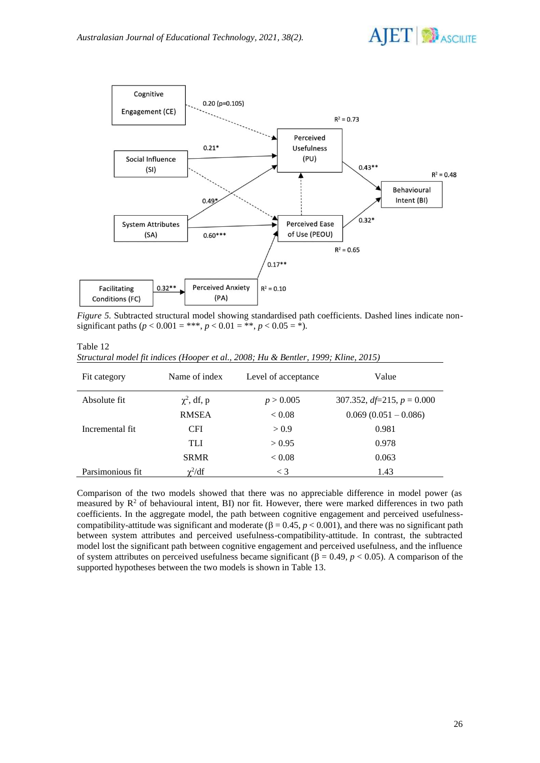*Figure 5.* Subtracted structural model showing standardised path coefficients. Dashed lines indicate non-significant paths ($p < 0.001$ = \*\*\*, $p < 0.01$ = \*\*, $p < 0.05$ = \*).

Table 12
*Structural model fit indices (Hooper et al., 2008; Hu & Bentler, 1999; Kline, 2015)*

| Fit category | Name of index | Level of acceptance | Value |
|---|---|---|---|
| Absolute fit | $\chi^2$, df, p | $p > 0.005$ | 307.352, *df*=215, $p = 0.000$ |
| | RMSEA | < 0.08 | 0.069 (0.051 – 0.086) |
| Incremental fit | CFI | > 0.9 | 0.981 |
| | TLI | > 0.95 | 0.978 |
| | SRMR | < 0.08 | 0.063 |
| Parsimonious fit | $\chi^2$/df | < 3 | 1.43 |

Comparison of the two models showed that there was no appreciable difference in model power (as measured by $R^2$ of behavioural intent, BI) nor fit. However, there were marked differences in two path coefficients. In the aggregate model, the path between cognitive engagement and perceived usefulness-compatibility-attitude was significant and moderate ($\beta = 0.45$, $p < 0.001$), and there was no significant path between system attributes and perceived usefulness-compatibility-attitude. In contrast, the subtracted model lost the significant path between cognitive engagement and perceived usefulness, and the influence of system attributes on perceived usefulness became significant ($\beta = 0.49$, $p < 0.05$). A comparison of the supported hypotheses between the two models is shown in Table 13.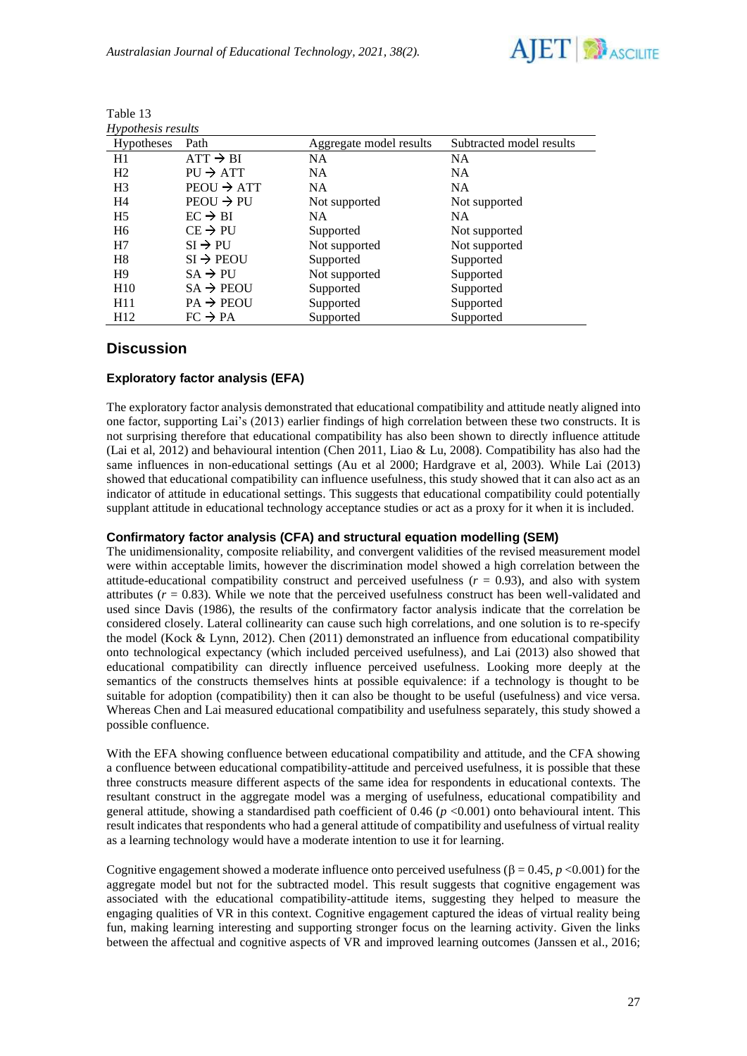Table 13
*Hypothesis results*

| Hypotheses | Path | Aggregate model results | Subtracted model results |
|---|---|---|---|
| H1 | ATT → BI | NA | NA |
| H2 | PU → ATT | NA | NA |
| H3 | PEOU → ATT | NA | NA |
| H4 | PEOU → PU | Not supported | Not supported |
| H5 | EC → BI | NA | NA |
| H6 | CE → PU | Supported | Not supported |
| H7 | SI → PU | Not supported | Not supported |
| H8 | SI → PEOU | Supported | Supported |
| H9 | SA → PU | Not supported | Supported |
| H10 | SA → PEOU | Supported | Supported |
| H11 | PA → PEOU | Supported | Supported |
| H12 | FC → PA | Supported | Supported |

## Discussion

### Exploratory factor analysis (EFA)

The exploratory factor analysis demonstrated that educational compatibility and attitude neatly aligned into one factor, supporting Lai's (2013) earlier findings of high correlation between these two constructs. It is not surprising therefore that educational compatibility has also been shown to directly influence attitude (Lai et al, 2012) and behavioural intention (Chen 2011, Liao & Lu, 2008). Compatibility has also had the same influences in non-educational settings (Au et al 2000; Hardgrave et al, 2003). While Lai (2013) showed that educational compatibility can influence usefulness, this study showed that it can also act as an indicator of attitude in educational settings. This suggests that educational compatibility could potentially supplant attitude in educational technology acceptance studies or act as a proxy for it when it is included.

### Confirmatory factor analysis (CFA) and structural equation modelling (SEM)

The unidimensionality, composite reliability, and convergent validities of the revised measurement model were within acceptable limits, however the discrimination model showed a high correlation between the attitude-educational compatibility construct and perceived usefulness ($r = 0.93$), and also with system attributes ($r = 0.83$). While we note that the perceived usefulness construct has been well-validated and used since Davis (1986), the results of the confirmatory factor analysis indicate that the correlation be considered closely. Lateral collinearity can cause such high correlations, and one solution is to re-specify the model (Kock & Lynn, 2012). Chen (2011) demonstrated an influence from educational compatibility onto technological expectancy (which included perceived usefulness), and Lai (2013) also showed that educational compatibility can directly influence perceived usefulness. Looking more deeply at the semantics of the constructs themselves hints at possible equivalence: if a technology is thought to be suitable for adoption (compatibility) then it can also be thought to be useful (usefulness) and vice versa. Whereas Chen and Lai measured educational compatibility and usefulness separately, this study showed a possible confluence.

With the EFA showing confluence between educational compatibility and attitude, and the CFA showing a confluence between educational compatibility-attitude and perceived usefulness, it is possible that these three constructs measure different aspects of the same idea for respondents in educational contexts. The resultant construct in the aggregate model was a merging of usefulness, educational compatibility and general attitude, showing a standardised path coefficient of 0.46 ($p < 0.001$) onto behavioural intent. This result indicates that respondents who had a general attitude of compatibility and usefulness of virtual reality as a learning technology would have a moderate intention to use it for learning.

Cognitive engagement showed a moderate influence onto perceived usefulness ($\beta = 0.45$, $p < 0.001$) for the aggregate model but not for the subtracted model. This result suggests that cognitive engagement was associated with the educational compatibility-attitude items, suggesting they helped to measure the engaging qualities of VR in this context. Cognitive engagement captured the ideas of virtual reality being fun, making learning interesting and supporting stronger focus on the learning activity. Given the links between the affectual and cognitive aspects of VR and improved learning outcomes (Janssen et al., 2016;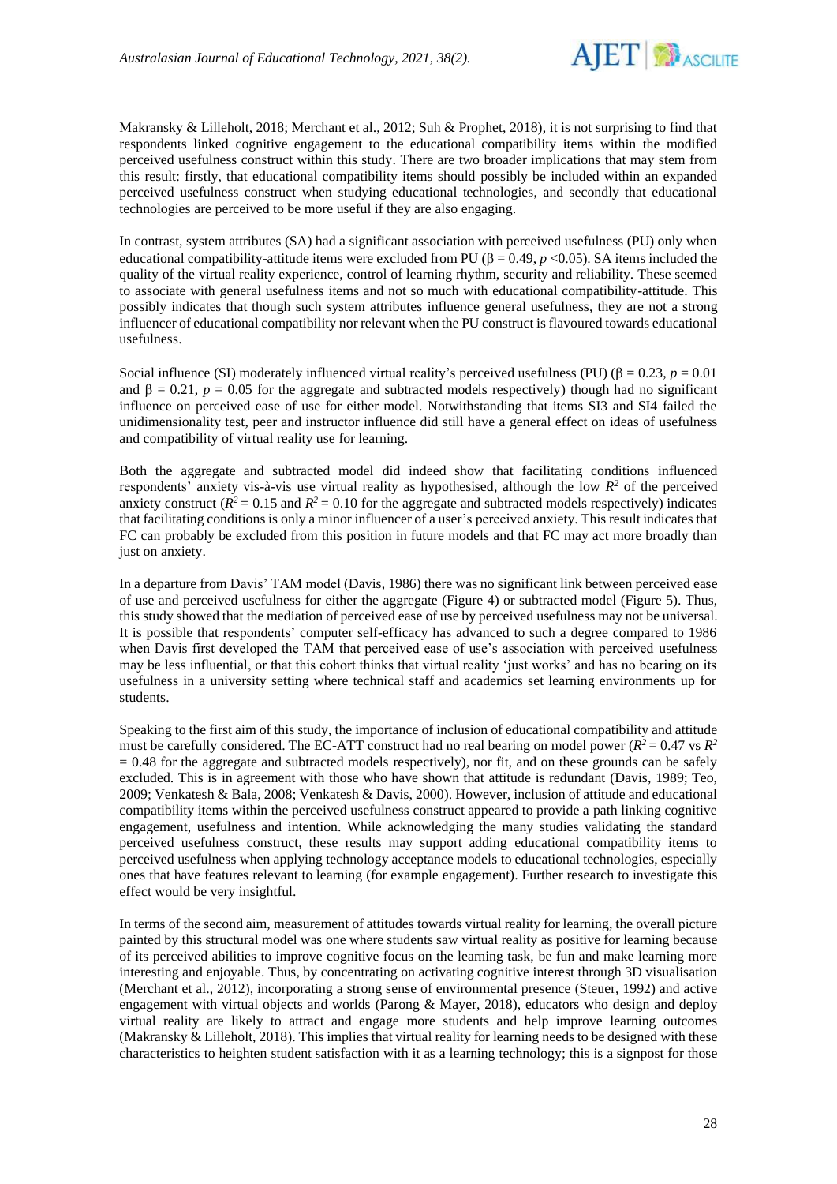Makransky & Lilleholt, 2018; Merchant et al., 2012; Suh & Prophet, 2018), it is not surprising to find that respondents linked cognitive engagement to the educational compatibility items within the modified perceived usefulness construct within this study. There are two broader implications that may stem from this result: firstly, that educational compatibility items should possibly be included within an expanded perceived usefulness construct when studying educational technologies, and secondly that educational technologies are perceived to be more useful if they are also engaging.

In contrast, system attributes (SA) had a significant association with perceived usefulness (PU) only when educational compatibility-attitude items were excluded from PU ($\beta = 0.49$, $p < 0.05$). SA items included the quality of the virtual reality experience, control of learning rhythm, security and reliability. These seemed to associate with general usefulness items and not so much with educational compatibility-attitude. This possibly indicates that though such system attributes influence general usefulness, they are not a strong influencer of educational compatibility nor relevant when the PU construct is flavoured towards educational usefulness.

Social influence (SI) moderately influenced virtual reality's perceived usefulness (PU) ($\beta = 0.23$, $p = 0.01$ and $\beta = 0.21$, $p = 0.05$ for the aggregate and subtracted models respectively) though had no significant influence on perceived ease of use for either model. Notwithstanding that items SI3 and SI4 failed the unidimensionality test, peer and instructor influence did still have a general effect on ideas of usefulness and compatibility of virtual reality use for learning.

Both the aggregate and subtracted model did indeed show that facilitating conditions influenced respondents' anxiety vis-à-vis use virtual reality as hypothesised, although the low $R^2$ of the perceived anxiety construct ($R^2 = 0.15$ and $R^2 = 0.10$ for the aggregate and subtracted models respectively) indicates that facilitating conditions is only a minor influencer of a user's perceived anxiety. This result indicates that FC can probably be excluded from this position in future models and that FC may act more broadly than just on anxiety.

In a departure from Davis' TAM model (Davis, 1986) there was no significant link between perceived ease of use and perceived usefulness for either the aggregate (Figure 4) or subtracted model (Figure 5). Thus, this study showed that the mediation of perceived ease of use by perceived usefulness may not be universal. It is possible that respondents' computer self-efficacy has advanced to such a degree compared to 1986 when Davis first developed the TAM that perceived ease of use's association with perceived usefulness may be less influential, or that this cohort thinks that virtual reality 'just works' and has no bearing on its usefulness in a university setting where technical staff and academics set learning environments up for students.

Speaking to the first aim of this study, the importance of inclusion of educational compatibility and attitude must be carefully considered. The EC-ATT construct had no real bearing on model power ($R^2 = 0.47$ vs $R^2 = 0.48$ for the aggregate and subtracted models respectively), nor fit, and on these grounds can be safely excluded. This is in agreement with those who have shown that attitude is redundant (Davis, 1989; Teo, 2009; Venkatesh & Bala, 2008; Venkatesh & Davis, 2000). However, inclusion of attitude and educational compatibility items within the perceived usefulness construct appeared to provide a path linking cognitive engagement, usefulness and intention. While acknowledging the many studies validating the standard perceived usefulness construct, these results may support adding educational compatibility items to perceived usefulness when applying technology acceptance models to educational technologies, especially ones that have features relevant to learning (for example engagement). Further research to investigate this effect would be very insightful.

In terms of the second aim, measurement of attitudes towards virtual reality for learning, the overall picture painted by this structural model was one where students saw virtual reality as positive for learning because of its perceived abilities to improve cognitive focus on the learning task, be fun and make learning more interesting and enjoyable. Thus, by concentrating on activating cognitive interest through 3D visualisation (Merchant et al., 2012), incorporating a strong sense of environmental presence (Steuer, 1992) and active engagement with virtual objects and worlds (Parong & Mayer, 2018), educators who design and deploy virtual reality are likely to attract and engage more students and help improve learning outcomes (Makransky & Lilleholt, 2018). This implies that virtual reality for learning needs to be designed with these characteristics to heighten student satisfaction with it as a learning technology; this is a signpost for those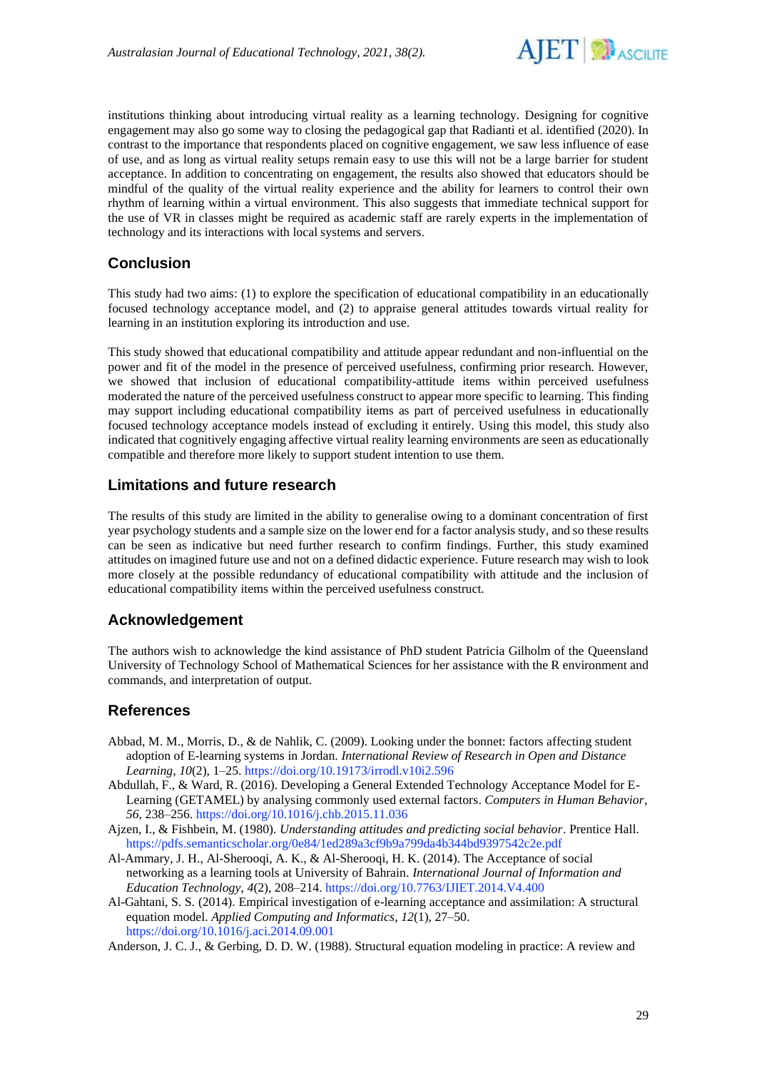institutions thinking about introducing virtual reality as a learning technology. Designing for cognitive engagement may also go some way to closing the pedagogical gap that Radianti et al. identified (2020). In contrast to the importance that respondents placed on cognitive engagement, we saw less influence of ease of use, and as long as virtual reality setups remain easy to use this will not be a large barrier for student acceptance. In addition to concentrating on engagement, the results also showed that educators should be mindful of the quality of the virtual reality experience and the ability for learners to control their own rhythm of learning within a virtual environment. This also suggests that immediate technical support for the use of VR in classes might be required as academic staff are rarely experts in the implementation of technology and its interactions with local systems and servers.

## Conclusion

This study had two aims: (1) to explore the specification of educational compatibility in an educationally focused technology acceptance model, and (2) to appraise general attitudes towards virtual reality for learning in an institution exploring its introduction and use.

This study showed that educational compatibility and attitude appear redundant and non-influential on the power and fit of the model in the presence of perceived usefulness, confirming prior research. However, we showed that inclusion of educational compatibility-attitude items within perceived usefulness moderated the nature of the perceived usefulness construct to appear more specific to learning. This finding may support including educational compatibility items as part of perceived usefulness in educationally focused technology acceptance models instead of excluding it entirely. Using this model, this study also indicated that cognitively engaging affective virtual reality learning environments are seen as educationally compatible and therefore more likely to support student intention to use them.

## Limitations and future research

The results of this study are limited in the ability to generalise owing to a dominant concentration of first year psychology students and a sample size on the lower end for a factor analysis study, and so these results can be seen as indicative but need further research to confirm findings. Further, this study examined attitudes on imagined future use and not on a defined didactic experience. Future research may wish to look more closely at the possible redundancy of educational compatibility with attitude and the inclusion of educational compatibility items within the perceived usefulness construct.

## Acknowledgement

The authors wish to acknowledge the kind assistance of PhD student Patricia Gilholm of the Queensland University of Technology School of Mathematical Sciences for her assistance with the R environment and commands, and interpretation of output.

## References

Abbad, M. M., Morris, D., & de Nahlik, C. (2009). Looking under the bonnet: factors affecting student adoption of E-learning systems in Jordan. *International Review of Research in Open and Distance Learning*, *10*(2), 1–25. https://doi.org/10.19173/irrodl.v10i2.596

Abdullah, F., & Ward, R. (2016). Developing a General Extended Technology Acceptance Model for E-Learning (GETAMEL) by analysing commonly used external factors. *Computers in Human Behavior*, *56*, 238–256. https://doi.org/10.1016/j.chb.2015.11.036

Ajzen, I., & Fishbein, M. (1980). *Understanding attitudes and predicting social behavior*. Prentice Hall. https://pdfs.semanticscholar.org/0e84/1ed289a3cf9b9a799da4b344bd9397542c2e.pdf

Al-Ammary, J. H., Al-Sherooqi, A. K., & Al-Sherooqi, H. K. (2014). The Acceptance of social networking as a learning tools at University of Bahrain. *International Journal of Information and Education Technology*, *4*(2), 208–214. https://doi.org/10.7763/IJIET.2014.V4.400

Al-Gahtani, S. S. (2014). Empirical investigation of e-learning acceptance and assimilation: A structural equation model. *Applied Computing and Informatics*, *12*(1), 27–50. https://doi.org/10.1016/j.aci.2014.09.001

Anderson, J. C. J., & Gerbing, D. D. W. (1988). Structural equation modeling in practice: A review and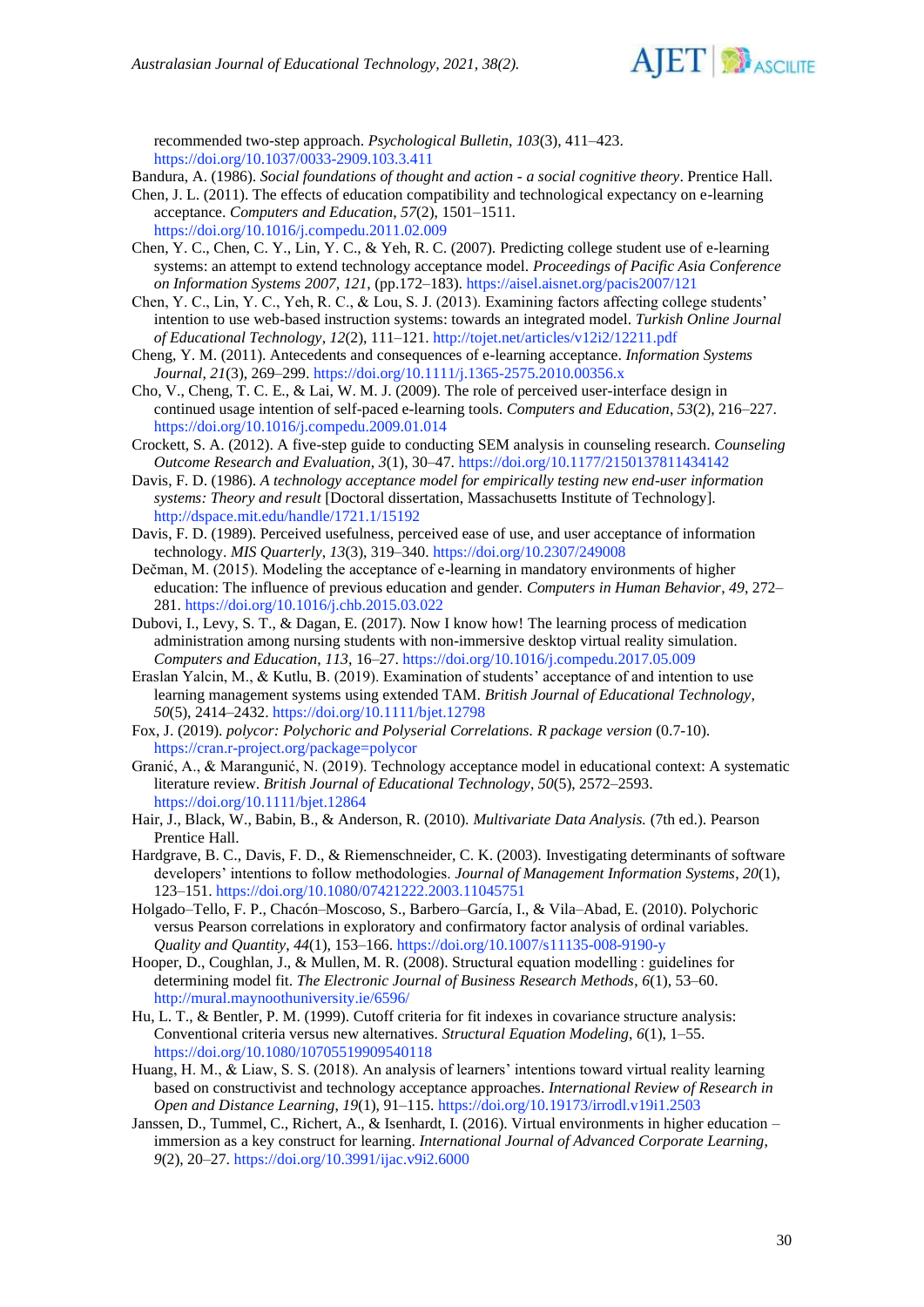recommended two-step approach. *Psychological Bulletin*, *103*(3), 411–423. https://doi.org/10.1037/0033-2909.103.3.411

Bandura, A. (1986). *Social foundations of thought and action - a social cognitive theory*. Prentice Hall.

Chen, J. L. (2011). The effects of education compatibility and technological expectancy on e-learning acceptance. *Computers and Education*, *57*(2), 1501–1511. https://doi.org/10.1016/j.compedu.2011.02.009

Chen, Y. C., Chen, C. Y., Lin, Y. C., & Yeh, R. C. (2007). Predicting college student use of e-learning systems: an attempt to extend technology acceptance model. *Proceedings of Pacific Asia Conference on Information Systems 2007*, *121*, (pp.172–183). https://aisel.aisnet.org/pacis2007/121

Chen, Y. C., Lin, Y. C., Yeh, R. C., & Lou, S. J. (2013). Examining factors affecting college students' intention to use web-based instruction systems: towards an integrated model. *Turkish Online Journal of Educational Technology*, *12*(2), 111–121. http://tojet.net/articles/v12i2/12211.pdf

Cheng, Y. M. (2011). Antecedents and consequences of e-learning acceptance. *Information Systems Journal*, *21*(3), 269–299. https://doi.org/10.1111/j.1365-2575.2010.00356.x

Cho, V., Cheng, T. C. E., & Lai, W. M. J. (2009). The role of perceived user-interface design in continued usage intention of self-paced e-learning tools. *Computers and Education*, *53*(2), 216–227. https://doi.org/10.1016/j.compedu.2009.01.014

Crockett, S. A. (2012). A five-step guide to conducting SEM analysis in counseling research. *Counseling Outcome Research and Evaluation*, *3*(1), 30–47. https://doi.org/10.1177/2150137811434142

Davis, F. D. (1986). *A technology acceptance model for empirically testing new end-user information systems: Theory and result* [Doctoral dissertation, Massachusetts Institute of Technology]. http://dspace.mit.edu/handle/1721.1/15192

Davis, F. D. (1989). Perceived usefulness, perceived ease of use, and user acceptance of information technology. *MIS Quarterly*, *13*(3), 319–340. https://doi.org/10.2307/249008

Dečman, M. (2015). Modeling the acceptance of e-learning in mandatory environments of higher education: The influence of previous education and gender. *Computers in Human Behavior*, *49*, 272–281. https://doi.org/10.1016/j.chb.2015.03.022

Dubovi, I., Levy, S. T., & Dagan, E. (2017). Now I know how! The learning process of medication administration among nursing students with non-immersive desktop virtual reality simulation. *Computers and Education*, *113*, 16–27. https://doi.org/10.1016/j.compedu.2017.05.009

Eraslan Yalcin, M., & Kutlu, B. (2019). Examination of students' acceptance of and intention to use learning management systems using extended TAM. *British Journal of Educational Technology*, *50*(5), 2414–2432. https://doi.org/10.1111/bjet.12798

Fox, J. (2019). *polycor: Polychoric and Polyserial Correlations. R package version* (0.7-10). https://cran.r-project.org/package=polycor

Granić, A., & Marangunić, N. (2019). Technology acceptance model in educational context: A systematic literature review. *British Journal of Educational Technology*, *50*(5), 2572–2593. https://doi.org/10.1111/bjet.12864

Hair, J., Black, W., Babin, B., & Anderson, R. (2010). *Multivariate Data Analysis.* (7th ed.). Pearson Prentice Hall.

Hardgrave, B. C., Davis, F. D., & Riemenschneider, C. K. (2003). Investigating determinants of software developers' intentions to follow methodologies. *Journal of Management Information Systems*, *20*(1), 123–151. https://doi.org/10.1080/07421222.2003.11045751

Holgado–Tello, F. P., Chacón–Moscoso, S., Barbero–García, I., & Vila–Abad, E. (2010). Polychoric versus Pearson correlations in exploratory and confirmatory factor analysis of ordinal variables. *Quality and Quantity*, *44*(1), 153–166. https://doi.org/10.1007/s11135-008-9190-y

Hooper, D., Coughlan, J., & Mullen, M. R. (2008). Structural equation modelling : guidelines for determining model fit. *The Electronic Journal of Business Research Methods*, *6*(1), 53–60. http://mural.maynoothuniversity.ie/6596/

Hu, L. T., & Bentler, P. M. (1999). Cutoff criteria for fit indexes in covariance structure analysis: Conventional criteria versus new alternatives. *Structural Equation Modeling*, *6*(1), 1–55. https://doi.org/10.1080/10705519909540118

Huang, H. M., & Liaw, S. S. (2018). An analysis of learners' intentions toward virtual reality learning based on constructivist and technology acceptance approaches. *International Review of Research in Open and Distance Learning*, *19*(1), 91–115. https://doi.org/10.19173/irrodl.v19i1.2503

Janssen, D., Tummel, C., Richert, A., & Isenhardt, I. (2016). Virtual environments in higher education – immersion as a key construct for learning. *International Journal of Advanced Corporate Learning*, *9*(2), 20–27. https://doi.org/10.3991/ijac.v9i2.6000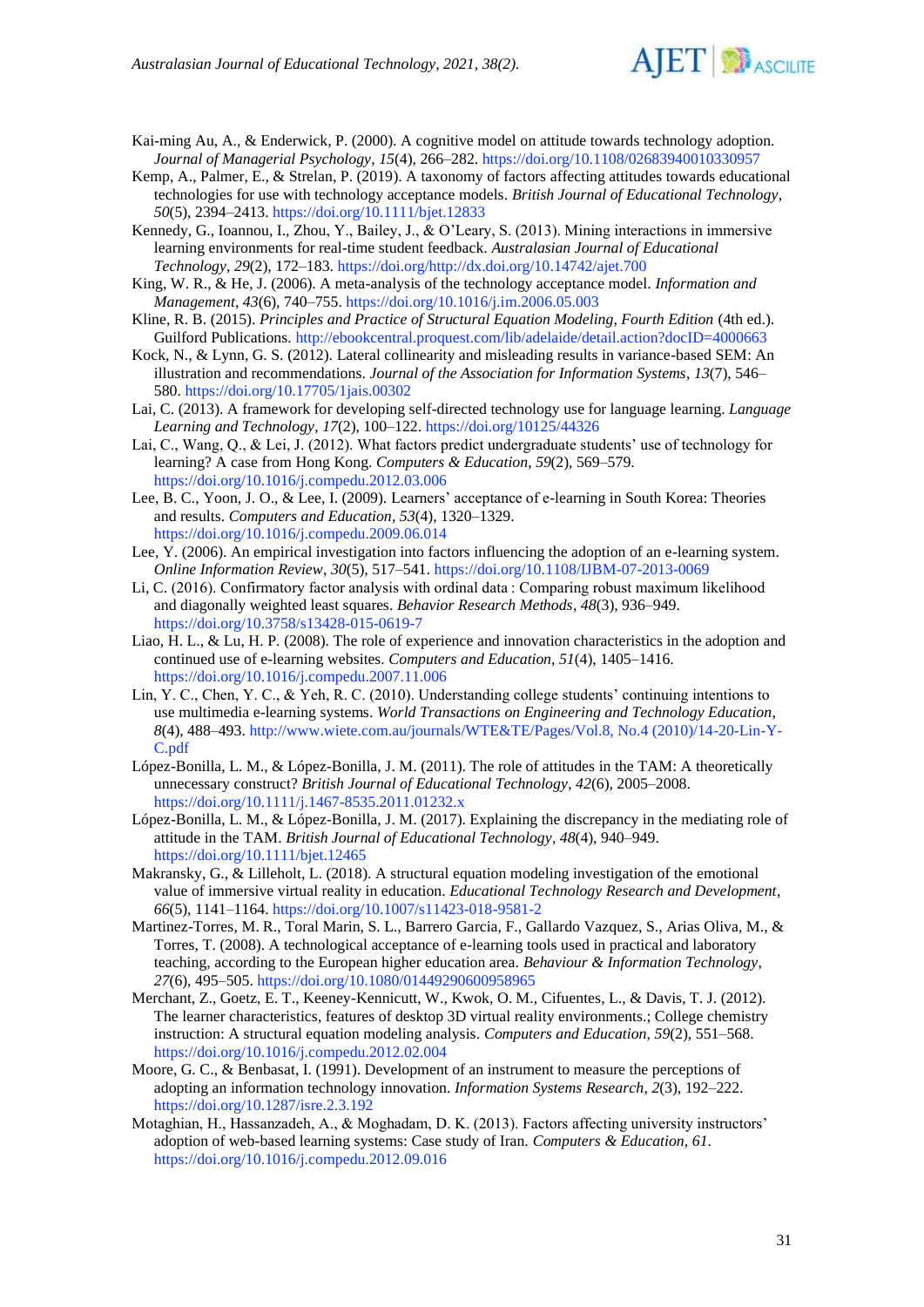Kai-ming Au, A., & Enderwick, P. (2000). A cognitive model on attitude towards technology adoption. *Journal of Managerial Psychology*, *15*(4), 266–282. https://doi.org/10.1108/02683940010330957

Kemp, A., Palmer, E., & Strelan, P. (2019). A taxonomy of factors affecting attitudes towards educational technologies for use with technology acceptance models. *British Journal of Educational Technology*, *50*(5), 2394–2413. https://doi.org/10.1111/bjet.12833

Kennedy, G., Ioannou, I., Zhou, Y., Bailey, J., & O'Leary, S. (2013). Mining interactions in immersive learning environments for real-time student feedback. *Australasian Journal of Educational Technology*, *29*(2), 172–183. https://doi.org/http://dx.doi.org/10.14742/ajet.700

King, W. R., & He, J. (2006). A meta-analysis of the technology acceptance model. *Information and Management*, *43*(6), 740–755. https://doi.org/10.1016/j.im.2006.05.003

Kline, R. B. (2015). *Principles and Practice of Structural Equation Modeling, Fourth Edition* (4th ed.). Guilford Publications. http://ebookcentral.proquest.com/lib/adelaide/detail.action?docID=4000663

Kock, N., & Lynn, G. S. (2012). Lateral collinearity and misleading results in variance-based SEM: An illustration and recommendations. *Journal of the Association for Information Systems*, *13*(7), 546–580. https://doi.org/10.17705/1jais.00302

Lai, C. (2013). A framework for developing self-directed technology use for language learning. *Language Learning and Technology*, *17*(2), 100–122. https://doi.org/10125/44326

Lai, C., Wang, Q., & Lei, J. (2012). What factors predict undergraduate students' use of technology for learning? A case from Hong Kong. *Computers & Education*, *59*(2), 569–579. https://doi.org/10.1016/j.compedu.2012.03.006

Lee, B. C., Yoon, J. O., & Lee, I. (2009). Learners' acceptance of e-learning in South Korea: Theories and results. *Computers and Education*, *53*(4), 1320–1329. https://doi.org/10.1016/j.compedu.2009.06.014

Lee, Y. (2006). An empirical investigation into factors influencing the adoption of an e-learning system. *Online Information Review*, *30*(5), 517–541. https://doi.org/10.1108/IJBM-07-2013-0069

Li, C. (2016). Confirmatory factor analysis with ordinal data : Comparing robust maximum likelihood and diagonally weighted least squares. *Behavior Research Methods*, *48*(3), 936–949. https://doi.org/10.3758/s13428-015-0619-7

Liao, H. L., & Lu, H. P. (2008). The role of experience and innovation characteristics in the adoption and continued use of e-learning websites. *Computers and Education*, *51*(4), 1405–1416. https://doi.org/10.1016/j.compedu.2007.11.006

Lin, Y. C., Chen, Y. C., & Yeh, R. C. (2010). Understanding college students' continuing intentions to use multimedia e-learning systems. *World Transactions on Engineering and Technology Education*, *8*(4), 488–493. http://www.wiete.com.au/journals/WTE&TE/Pages/Vol.8, No.4 (2010)/14-20-Lin-Y-C.pdf

López-Bonilla, L. M., & López-Bonilla, J. M. (2011). The role of attitudes in the TAM: A theoretically unnecessary construct? *British Journal of Educational Technology*, *42*(6), 2005–2008. https://doi.org/10.1111/j.1467-8535.2011.01232.x

López-Bonilla, L. M., & López-Bonilla, J. M. (2017). Explaining the discrepancy in the mediating role of attitude in the TAM. *British Journal of Educational Technology*, *48*(4), 940–949. https://doi.org/10.1111/bjet.12465

Makransky, G., & Lilleholt, L. (2018). A structural equation modeling investigation of the emotional value of immersive virtual reality in education. *Educational Technology Research and Development*, *66*(5), 1141–1164. https://doi.org/10.1007/s11423-018-9581-2

Martinez-Torres, M. R., Toral Marin, S. L., Barrero Garcia, F., Gallardo Vazquez, S., Arias Oliva, M., & Torres, T. (2008). A technological acceptance of e-learning tools used in practical and laboratory teaching, according to the European higher education area. *Behaviour & Information Technology*, *27*(6), 495–505. https://doi.org/10.1080/01449290600958965

Merchant, Z., Goetz, E. T., Keeney-Kennicutt, W., Kwok, O. M., Cifuentes, L., & Davis, T. J. (2012). The learner characteristics, features of desktop 3D virtual reality environments.; College chemistry instruction: A structural equation modeling analysis. *Computers and Education*, *59*(2), 551–568. https://doi.org/10.1016/j.compedu.2012.02.004

Moore, G. C., & Benbasat, I. (1991). Development of an instrument to measure the perceptions of adopting an information technology innovation. *Information Systems Research*, *2*(3), 192–222. https://doi.org/10.1287/isre.2.3.192

Motaghian, H., Hassanzadeh, A., & Moghadam, D. K. (2013). Factors affecting university instructors' adoption of web-based learning systems: Case study of Iran. *Computers & Education*, *61*. https://doi.org/10.1016/j.compedu.2012.09.016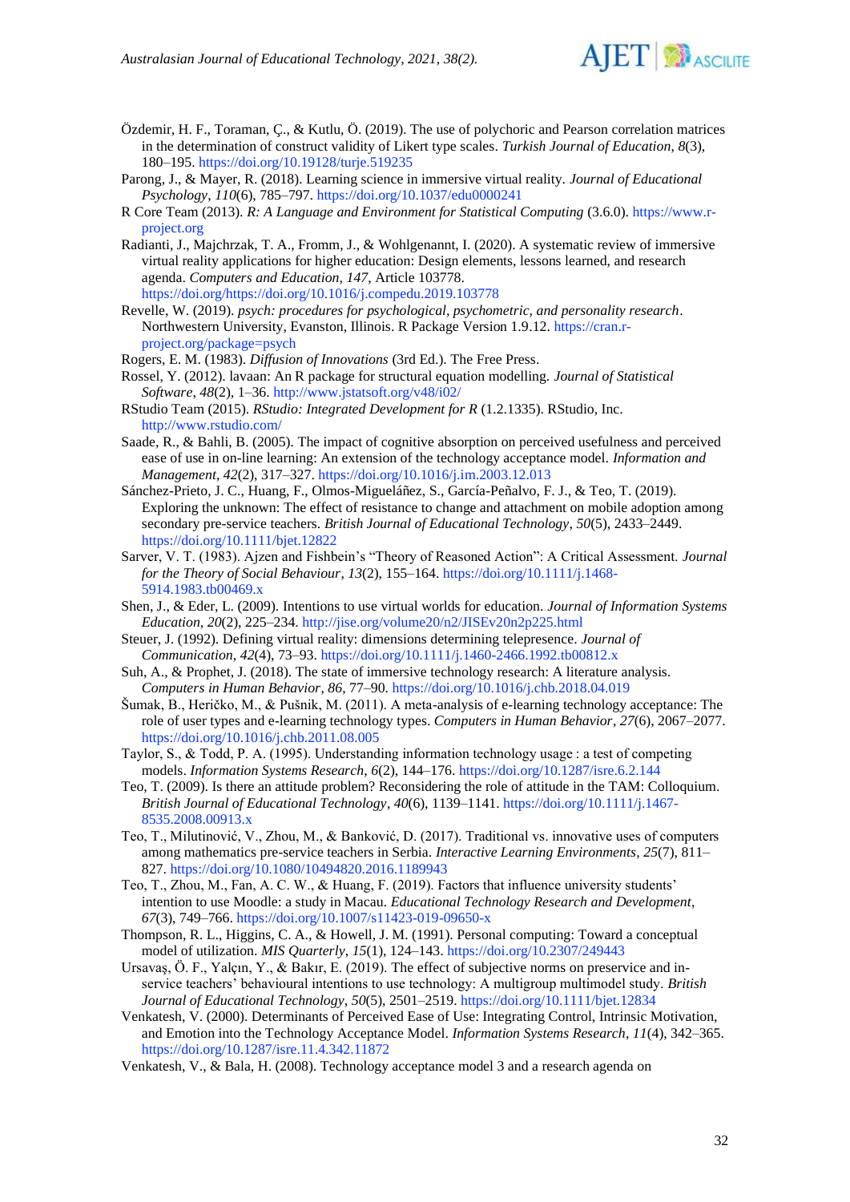Özdemir, H. F., Toraman, Ç., & Kutlu, Ö. (2019). The use of polychoric and Pearson correlation matrices in the determination of construct validity of Likert type scales. *Turkish Journal of Education*, *8*(3), 180–195. https://doi.org/10.19128/turje.519235

Parong, J., & Mayer, R. (2018). Learning science in immersive virtual reality. *Journal of Educational Psychology*, *110*(6), 785–797. https://doi.org/10.1037/edu0000241

R Core Team (2013). *R: A Language and Environment for Statistical Computing* (3.6.0). https://www.r-project.org

Radianti, J., Majchrzak, T. A., Fromm, J., & Wohlgenannt, I. (2020). A systematic review of immersive virtual reality applications for higher education: Design elements, lessons learned, and research agenda. *Computers and Education*, *147*, Article 103778. https://doi.org/https://doi.org/10.1016/j.compedu.2019.103778

Revelle, W. (2019). *psych: procedures for psychological, psychometric, and personality research*. Northwestern University, Evanston, Illinois. R Package Version 1.9.12. https://cran.r-project.org/package=psych

Rogers, E. M. (1983). *Diffusion of Innovations* (3rd Ed.). The Free Press.

Rossel, Y. (2012). lavaan: An R package for structural equation modelling. *Journal of Statistical Software*, *48*(2), 1–36. http://www.jstatsoft.org/v48/i02/

RStudio Team (2015). *RStudio: Integrated Development for R* (1.2.1335). RStudio, Inc. http://www.rstudio.com/

Saade, R., & Bahli, B. (2005). The impact of cognitive absorption on perceived usefulness and perceived ease of use in on-line learning: An extension of the technology acceptance model. *Information and Management*, *42*(2), 317–327. https://doi.org/10.1016/j.im.2003.12.013

Sánchez-Prieto, J. C., Huang, F., Olmos-Migueláñez, S., García-Peñalvo, F. J., & Teo, T. (2019). Exploring the unknown: The effect of resistance to change and attachment on mobile adoption among secondary pre-service teachers. *British Journal of Educational Technology*, *50*(5), 2433–2449. https://doi.org/10.1111/bjet.12822

Sarver, V. T. (1983). Ajzen and Fishbein's "Theory of Reasoned Action": A Critical Assessment. *Journal for the Theory of Social Behaviour*, *13*(2), 155–164. https://doi.org/10.1111/j.1468-5914.1983.tb00469.x

Shen, J., & Eder, L. (2009). Intentions to use virtual worlds for education. *Journal of Information Systems Education*, *20*(2), 225–234. http://jise.org/volume20/n2/JISEv20n2p225.html

Steuer, J. (1992). Defining virtual reality: dimensions determining telepresence. *Journal of Communication*, *42*(4), 73–93. https://doi.org/10.1111/j.1460-2466.1992.tb00812.x

Suh, A., & Prophet, J. (2018). The state of immersive technology research: A literature analysis. *Computers in Human Behavior*, *86*, 77–90. https://doi.org/10.1016/j.chb.2018.04.019

Šumak, B., Heričko, M., & Pušnik, M. (2011). A meta-analysis of e-learning technology acceptance: The role of user types and e-learning technology types. *Computers in Human Behavior*, *27*(6), 2067–2077. https://doi.org/10.1016/j.chb.2011.08.005

Taylor, S., & Todd, P. A. (1995). Understanding information technology usage : a test of competing models. *Information Systems Research*, *6*(2), 144–176. https://doi.org/10.1287/isre.6.2.144

Teo, T. (2009). Is there an attitude problem? Reconsidering the role of attitude in the TAM: Colloquium. *British Journal of Educational Technology*, *40*(6), 1139–1141. https://doi.org/10.1111/j.1467-8535.2008.00913.x

Teo, T., Milutinović, V., Zhou, M., & Banković, D. (2017). Traditional vs. innovative uses of computers among mathematics pre-service teachers in Serbia. *Interactive Learning Environments*, *25*(7), 811–827. https://doi.org/10.1080/10494820.2016.1189943

Teo, T., Zhou, M., Fan, A. C. W., & Huang, F. (2019). Factors that influence university students' intention to use Moodle: a study in Macau. *Educational Technology Research and Development*, *67*(3), 749–766. https://doi.org/10.1007/s11423-019-09650-x

Thompson, R. L., Higgins, C. A., & Howell, J. M. (1991). Personal computing: Toward a conceptual model of utilization. *MIS Quarterly*, *15*(1), 124–143. https://doi.org/10.2307/249443

Ursavaş, Ö. F., Yalçın, Y., & Bakır, E. (2019). The effect of subjective norms on preservice and in-service teachers' behavioural intentions to use technology: A multigroup multimodel study. *British Journal of Educational Technology*, *50*(5), 2501–2519. https://doi.org/10.1111/bjet.12834

Venkatesh, V. (2000). Determinants of Perceived Ease of Use: Integrating Control, Intrinsic Motivation, and Emotion into the Technology Acceptance Model. *Information Systems Research*, *11*(4), 342–365. https://doi.org/10.1287/isre.11.4.342.11872

Venkatesh, V., & Bala, H. (2008). Technology acceptance model 3 and a research agenda on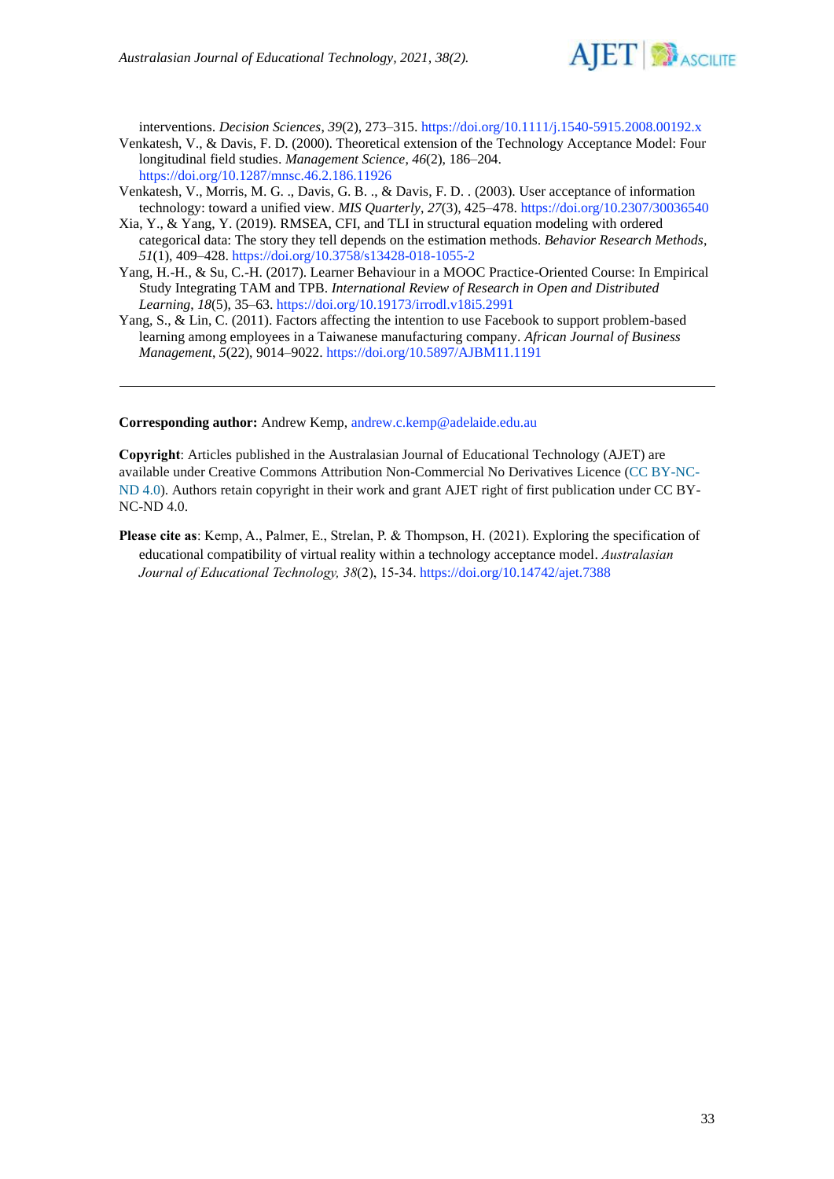interventions. *Decision Sciences*, *39*(2), 273–315. https://doi.org/10.1111/j.1540-5915.2008.00192.x

Venkatesh, V., & Davis, F. D. (2000). Theoretical extension of the Technology Acceptance Model: Four longitudinal field studies. *Management Science*, *46*(2), 186–204. https://doi.org/10.1287/mnsc.46.2.186.11926

Venkatesh, V., Morris, M. G. ., Davis, G. B. ., & Davis, F. D. . (2003). User acceptance of information technology: toward a unified view. *MIS Quarterly*, *27*(3), 425–478. https://doi.org/10.2307/30036540

Xia, Y., & Yang, Y. (2019). RMSEA, CFI, and TLI in structural equation modeling with ordered categorical data: The story they tell depends on the estimation methods. *Behavior Research Methods*, *51*(1), 409–428. https://doi.org/10.3758/s13428-018-1055-2

Yang, H.-H., & Su, C.-H. (2017). Learner Behaviour in a MOOC Practice-Oriented Course: In Empirical Study Integrating TAM and TPB. *International Review of Research in Open and Distributed Learning*, *18*(5), 35–63. https://doi.org/10.19173/irrodl.v18i5.2991

Yang, S., & Lin, C. (2011). Factors affecting the intention to use Facebook to support problem-based learning among employees in a Taiwanese manufacturing company. *African Journal of Business Management*, *5*(22), 9014–9022. https://doi.org/10.5897/AJBM11.1191

---

**Corresponding author:** Andrew Kemp, andrew.c.kemp@adelaide.edu.au

**Copyright**: Articles published in the Australasian Journal of Educational Technology (AJET) are available under Creative Commons Attribution Non-Commercial No Derivatives Licence (CC BY-NC-ND 4.0). Authors retain copyright in their work and grant AJET right of first publication under CC BY-NC-ND 4.0.

**Please cite as**: Kemp, A., Palmer, E., Strelan, P. & Thompson, H. (2021). Exploring the specification of educational compatibility of virtual reality within a technology acceptance model. *Australasian Journal of Educational Technology, 38*(2), 15-34. https://doi.org/10.14742/ajet.7388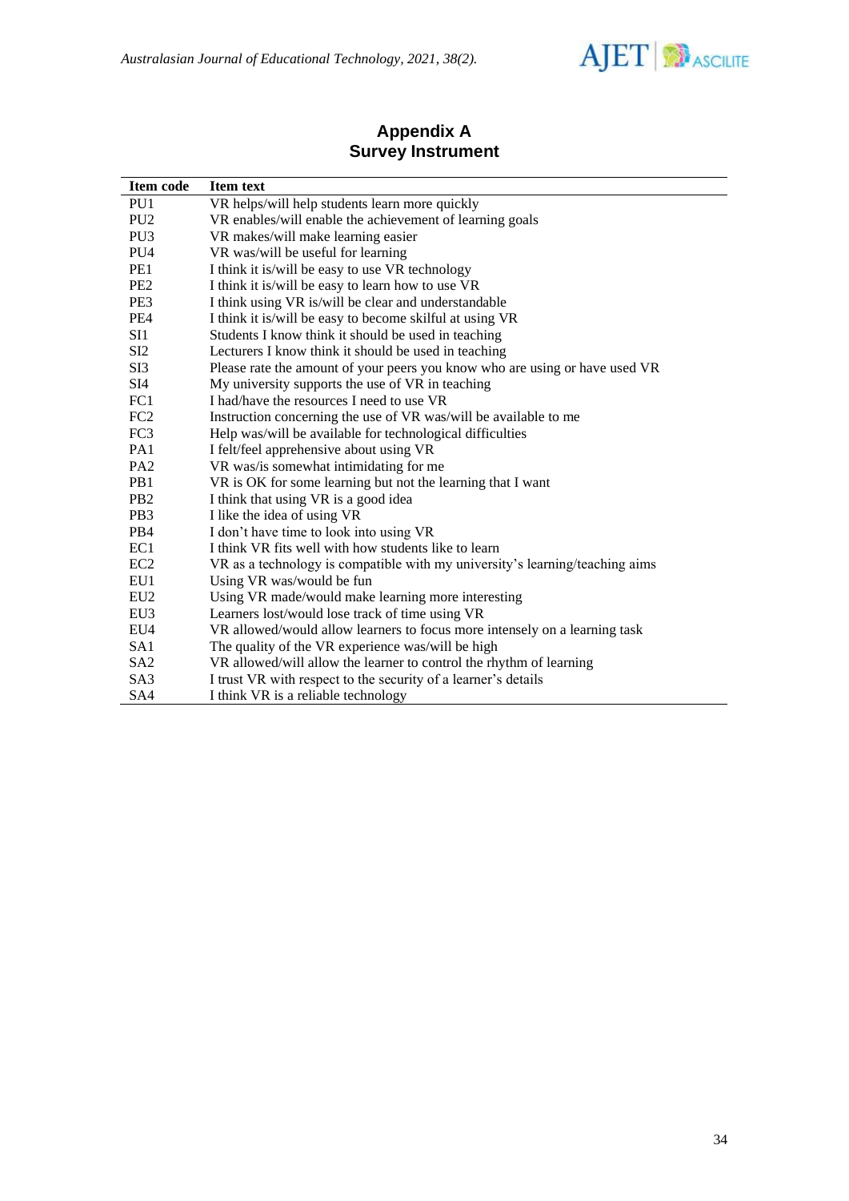# Appendix A
## Survey Instrument

| Item code | Item text |
|---|---|
| PU1 | VR helps/will help students learn more quickly |
| PU2 | VR enables/will enable the achievement of learning goals |
| PU3 | VR makes/will make learning easier |
| PU4 | VR was/will be useful for learning |
| PE1 | I think it is/will be easy to use VR technology |
| PE2 | I think it is/will be easy to learn how to use VR |
| PE3 | I think using VR is/will be clear and understandable |
| PE4 | I think it is/will be easy to become skilful at using VR |
| SI1 | Students I know think it should be used in teaching |
| SI2 | Lecturers I know think it should be used in teaching |
| SI3 | Please rate the amount of your peers you know who are using or have used VR |
| SI4 | My university supports the use of VR in teaching |
| FC1 | I had/have the resources I need to use VR |
| FC2 | Instruction concerning the use of VR was/will be available to me |
| FC3 | Help was/will be available for technological difficulties |
| PA1 | I felt/feel apprehensive about using VR |
| PA2 | VR was/is somewhat intimidating for me |
| PB1 | VR is OK for some learning but not the learning that I want |
| PB2 | I think that using VR is a good idea |
| PB3 | I like the idea of using VR |
| PB4 | I don't have time to look into using VR |
| EC1 | I think VR fits well with how students like to learn |
| EC2 | VR as a technology is compatible with my university's learning/teaching aims |
| EU1 | Using VR was/would be fun |
| EU2 | Using VR made/would make learning more interesting |
| EU3 | Learners lost/would lose track of time using VR |
| EU4 | VR allowed/would allow learners to focus more intensely on a learning task |
| SA1 | The quality of the VR experience was/will be high |
| SA2 | VR allowed/will allow the learner to control the rhythm of learning |
| SA3 | I trust VR with respect to the security of a learner's details |
| SA4 | I think VR is a reliable technology |